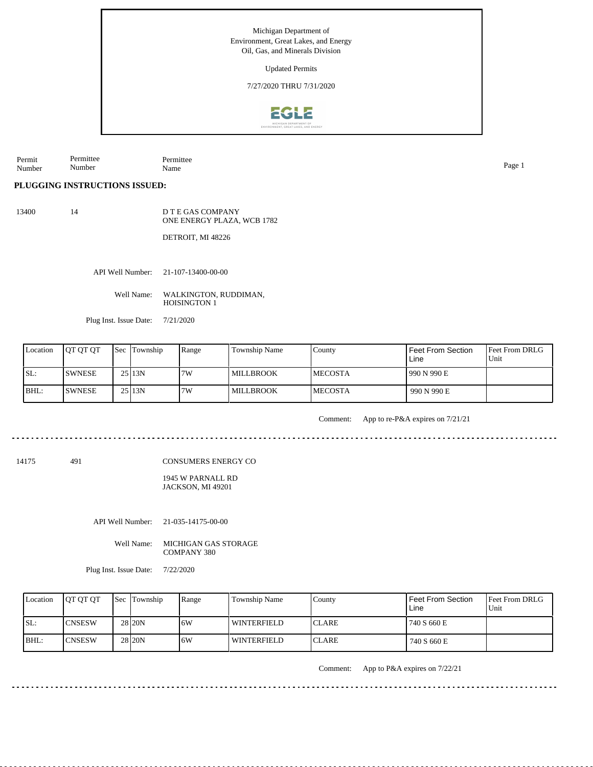Michigan Department of
Environment, Great Lakes, and Energy
Oil, Gas, and Minerals Division

Updated Permits

7/27/2020 THRU 7/31/2020

| Permit Number | Permittee Number | Permittee Name |
|---|---|---|

**PLUGGING INSTRUCTIONS ISSUED:**

13400 14 D T E GAS COMPANY
ONE ENERGY PLAZA, WCB 1782

DETROIT, MI 48226

API Well Number: 21-107-13400-00-00

Well Name: WALKINGTON, RUDDIMAN, HOISINGTON 1

Plug Inst. Issue Date: 7/21/2020

| Location | QT QT QT | Sec | Township | Range | Township Name | County | Feet From Section Line | Feet From DRLG Unit |
|---|---|---|---|---|---|---|---|---|
| SL: | SWNESE | 25 | 13N | 7W | MILLBROOK | MECOSTA | 990 N 990 E | |
| BHL: | SWNESE | 25 | 13N | 7W | MILLBROOK | MECOSTA | 990 N 990 E | |

Comment: App to re-P&A expires on 7/21/21

---

14175 491 CONSUMERS ENERGY CO

1945 W PARNALL RD
JACKSON, MI 49201

API Well Number: 21-035-14175-00-00

Well Name: MICHIGAN GAS STORAGE COMPANY 380

Plug Inst. Issue Date: 7/22/2020

| Location | QT QT QT | Sec | Township | Range | Township Name | County | Feet From Section Line | Feet From DRLG Unit |
|---|---|---|---|---|---|---|---|---|
| SL: | CNSESW | 28 | 20N | 6W | WINTERFIELD | CLARE | 740 S 660 E | |
| BHL: | CNSESW | 28 | 20N | 6W | WINTERFIELD | CLARE | 740 S 660 E | |

Comment: App to P&A expires on 7/22/21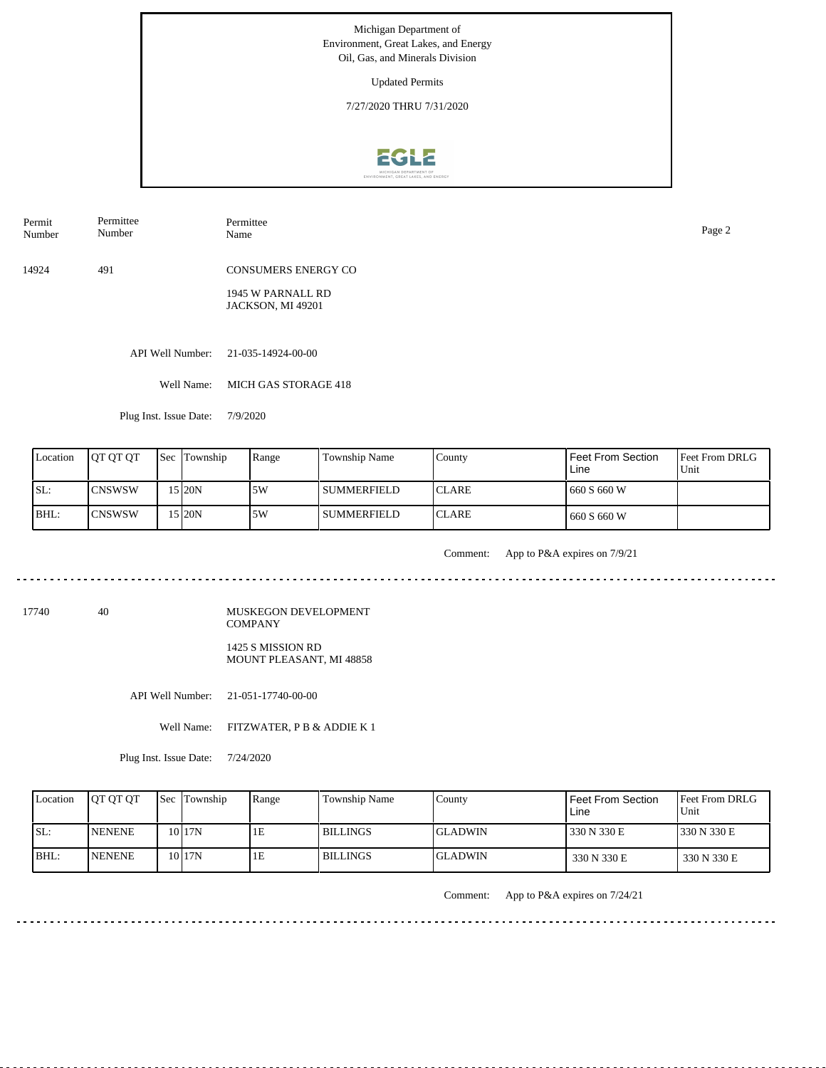Michigan Department of
Environment, Great Lakes, and Energy
Oil, Gas, and Minerals Division

Updated Permits

7/27/2020 THRU 7/31/2020

| Permit Number | Permittee Number | Permittee Name |
|---|---|---|
| 14924 | 491 | CONSUMERS ENERGY CO<br>1945 W PARNALL RD<br>JACKSON, MI 49201 |

API Well Number: 21-035-14924-00-00

Well Name: MICH GAS STORAGE 418

Plug Inst. Issue Date: 7/9/2020

| Location | QT QT QT | Sec | Township | Range | Township Name | County | Feet From Section Line | Feet From DRLG Unit |
|---|---|---|---|---|---|---|---|---|
| SL: | CNSWSW | 15 | 20N | 5W | SUMMERFIELD | CLARE | 660 S 660 W | |
| BHL: | CNSWSW | 15 | 20N | 5W | SUMMERFIELD | CLARE | 660 S 660 W | |

Comment: App to P&A expires on 7/9/21

---

| Permit Number | Permittee Number | Permittee Name |
|---|---|---|
| 17740 | 40 | MUSKEGON DEVELOPMENT COMPANY<br>1425 S MISSION RD<br>MOUNT PLEASANT, MI 48858 |

API Well Number: 21-051-17740-00-00

Well Name: FITZWATER, P B & ADDIE K 1

Plug Inst. Issue Date: 7/24/2020

| Location | QT QT QT | Sec | Township | Range | Township Name | County | Feet From Section Line | Feet From DRLG Unit |
|---|---|---|---|---|---|---|---|---|
| SL: | NENENE | 10 | 17N | 1E | BILLINGS | GLADWIN | 330 N 330 E | 330 N 330 E |
| BHL: | NENENE | 10 | 17N | 1E | BILLINGS | GLADWIN | 330 N 330 E | 330 N 330 E |

Comment: App to P&A expires on 7/24/21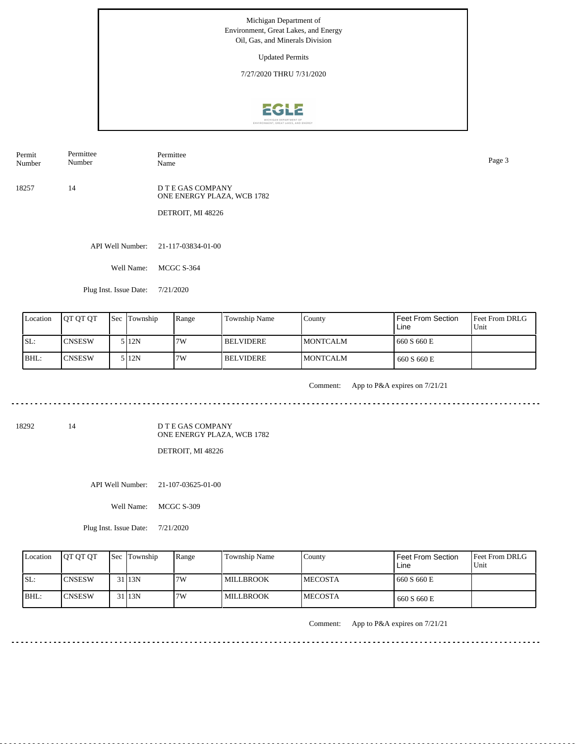Michigan Department of Environment, Great Lakes, and Energy
Oil, Gas, and Minerals Division

Updated Permits

7/27/2020 THRU 7/31/2020

| Permit Number | Permittee Number | Permittee Name |
|---|---|---|
| 18257 | 14 | D T E GAS COMPANY<br>ONE ENERGY PLAZA, WCB 1782<br>DETROIT, MI 48226 |

API Well Number: 21-117-03834-01-00

Well Name: MCGC S-364

Plug Inst. Issue Date: 7/21/2020

| Location | QT QT QT | Sec | Township | Range | Township Name | County | Feet From Section Line | Feet From DRLG Unit |
|---|---|---|---|---|---|---|---|---|
| SL: | CNSESW | 5 | 12N | 7W | BELVIDERE | MONTCALM | 660 S 660 E | |
| BHL: | CNSESW | 5 | 12N | 7W | BELVIDERE | MONTCALM | 660 S 660 E | |

Comment: App to P&A expires on 7/21/21

---

| Permit Number | Permittee Number | Permittee Name |
|---|---|---|
| 18292 | 14 | D T E GAS COMPANY<br>ONE ENERGY PLAZA, WCB 1782<br>DETROIT, MI 48226 |

API Well Number: 21-107-03625-01-00

Well Name: MCGC S-309

Plug Inst. Issue Date: 7/21/2020

| Location | QT QT QT | Sec | Township | Range | Township Name | County | Feet From Section Line | Feet From DRLG Unit |
|---|---|---|---|---|---|---|---|---|
| SL: | CNSESW | 31 | 13N | 7W | MILLBROOK | MECOSTA | 660 S 660 E | |
| BHL: | CNSESW | 31 | 13N | 7W | MILLBROOK | MECOSTA | 660 S 660 E | |

Comment: App to P&A expires on 7/21/21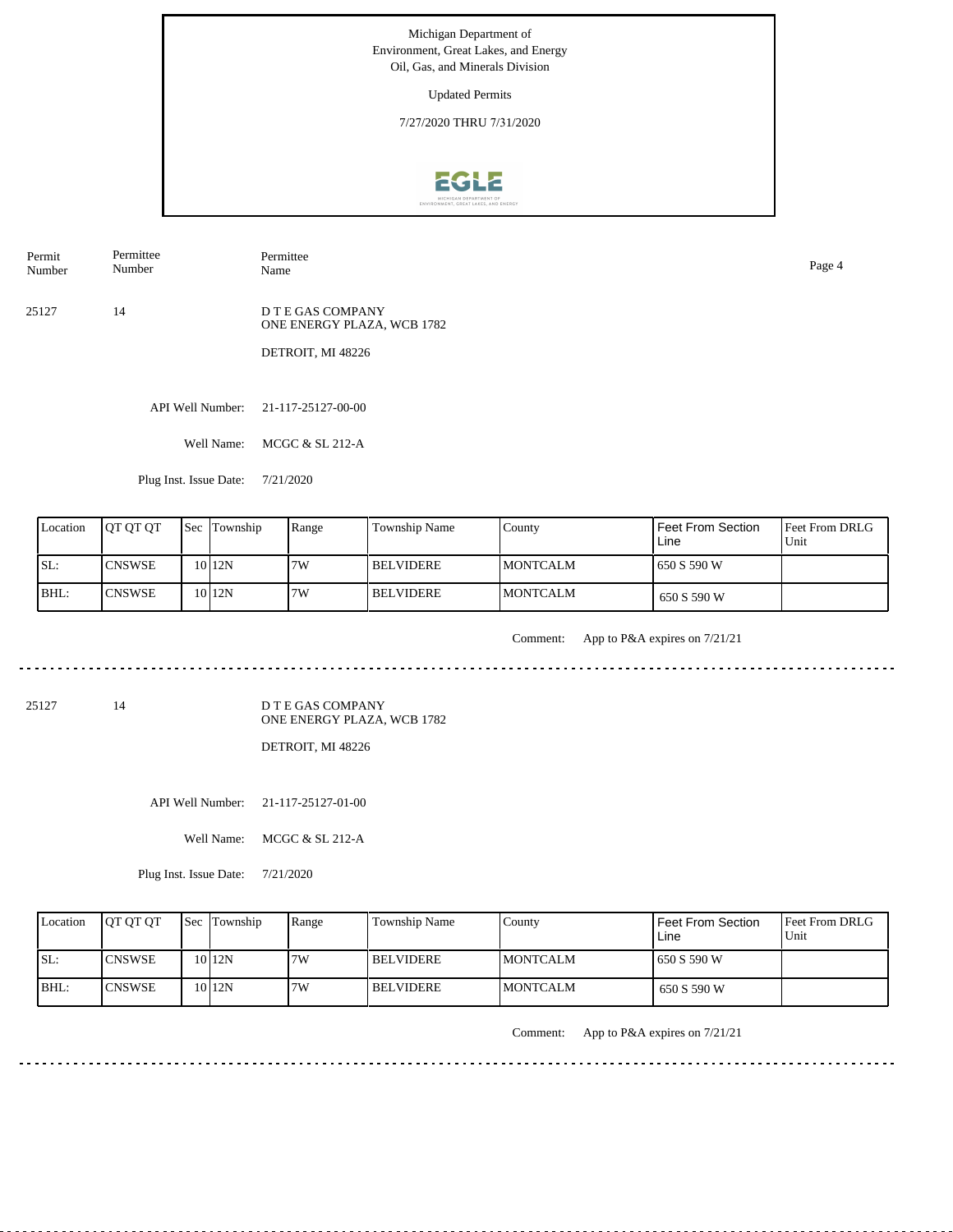Michigan Department of
Environment, Great Lakes, and Energy
Oil, Gas, and Minerals Division

Updated Permits

7/27/2020 THRU 7/31/2020

| Permit Number | Permittee Number | Permittee Name |
|---|---|---|
| 25127 | 14 | D T E GAS COMPANY<br>ONE ENERGY PLAZA, WCB 1782<br><br>DETROIT, MI 48226 |

API Well Number: 21-117-25127-00-00

Well Name: MCGC & SL 212-A

Plug Inst. Issue Date: 7/21/2020

| Location | QT QT QT | Sec | Township | Range | Township Name | County | Feet From Section Line | Feet From DRLG Unit |
|---|---|---|---|---|---|---|---|---|
| SL: | CNSWSE | 10 | 12N | 7W | BELVIDERE | MONTCALM | 650 S 590 W | |
| BHL: | CNSWSE | 10 | 12N | 7W | BELVIDERE | MONTCALM | 650 S 590 W | |

Comment: App to P&A expires on 7/21/21

---

| Permit Number | Permittee Number | Permittee Name |
|---|---|---|
| 25127 | 14 | D T E GAS COMPANY<br>ONE ENERGY PLAZA, WCB 1782<br><br>DETROIT, MI 48226 |

API Well Number: 21-117-25127-01-00

Well Name: MCGC & SL 212-A

Plug Inst. Issue Date: 7/21/2020

| Location | QT QT QT | Sec | Township | Range | Township Name | County | Feet From Section Line | Feet From DRLG Unit |
|---|---|---|---|---|---|---|---|---|
| SL: | CNSWSE | 10 | 12N | 7W | BELVIDERE | MONTCALM | 650 S 590 W | |
| BHL: | CNSWSE | 10 | 12N | 7W | BELVIDERE | MONTCALM | 650 S 590 W | |

Comment: App to P&A expires on 7/21/21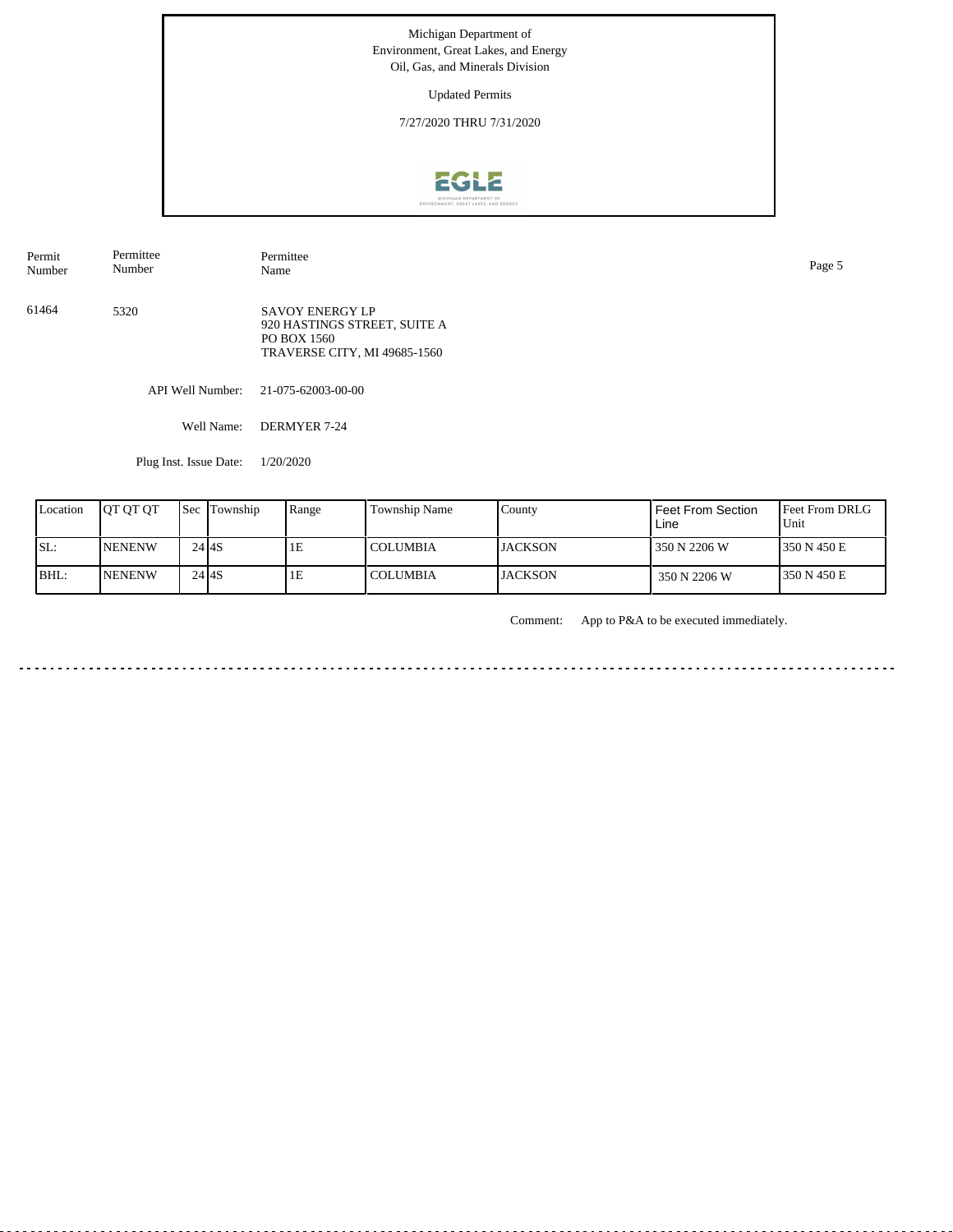Michigan Department of
Environment, Great Lakes, and Energy
Oil, Gas, and Minerals Division

Updated Permits

7/27/2020 THRU 7/31/2020

| Permit Number | Permittee Number | Permittee Name |
|---|---|---|
| 61464 | 5320 | SAVOY ENERGY LP<br>920 HASTINGS STREET, SUITE A<br>PO BOX 1560<br>TRAVERSE CITY, MI 49685-1560 |

API Well Number: 21-075-62003-00-00

Well Name: DERMYER 7-24

Plug Inst. Issue Date: 1/20/2020

| Location | QT QT QT | Sec | Township | Range | Township Name | County | Feet From Section Line | Feet From DRLG Unit |
|---|---|---|---|---|---|---|---|---|
| SL: | NENENW | 24 | 4S | 1E | COLUMBIA | JACKSON | 350 N 2206 W | 350 N 450 E |
| BHL: | NENENW | 24 | 4S | 1E | COLUMBIA | JACKSON | 350 N 2206 W | 350 N 450 E |

Comment: App to P&A to be executed immediately.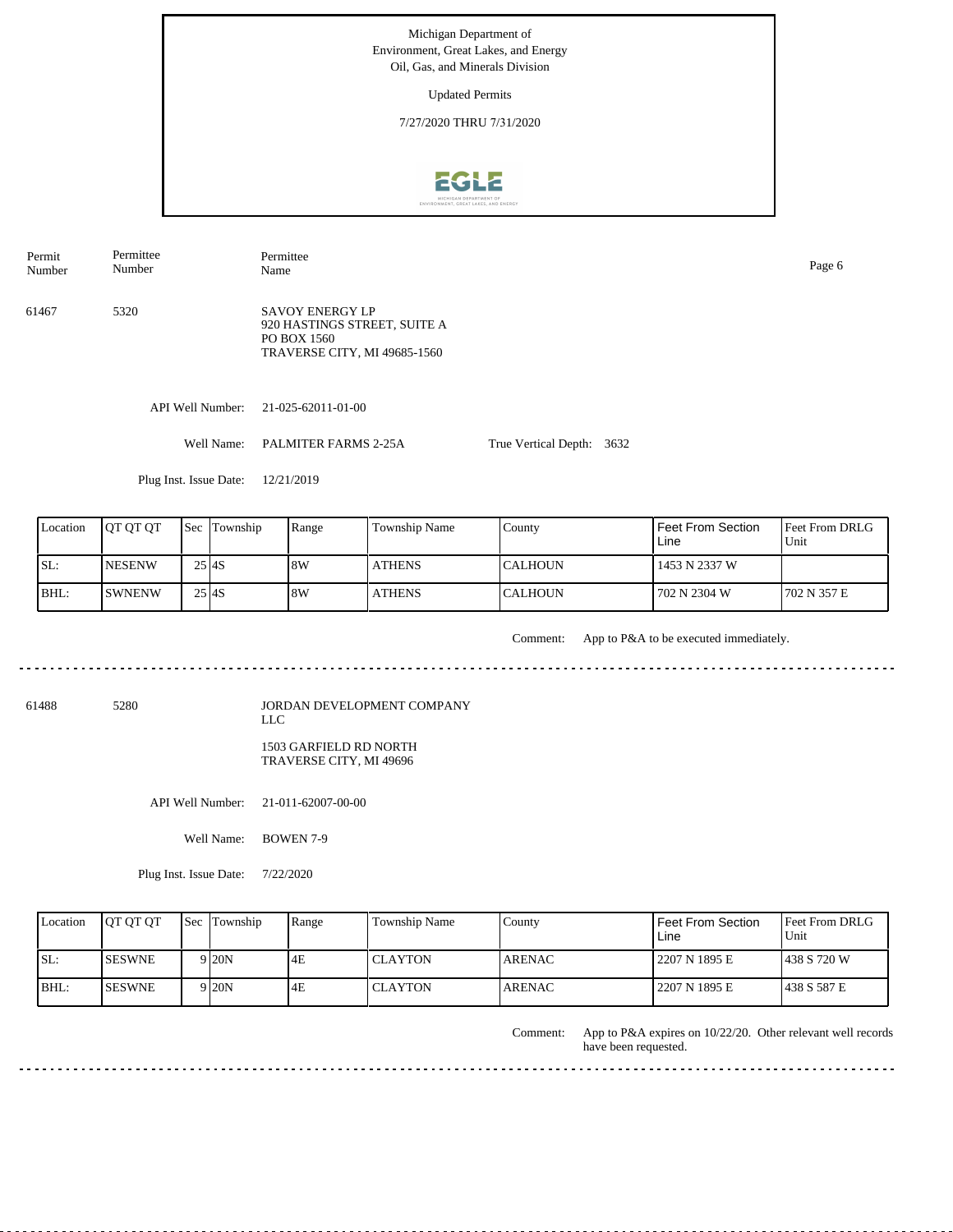Michigan Department of
Environment, Great Lakes, and Energy
Oil, Gas, and Minerals Division

Updated Permits

7/27/2020 THRU 7/31/2020

| Permit Number | Permittee Number | Permittee Name |
|---|---|---|
| 61467 | 5320 | SAVOY ENERGY LP<br>920 HASTINGS STREET, SUITE A<br>PO BOX 1560<br>TRAVERSE CITY, MI 49685-1560 |

API Well Number: 21-025-62011-01-00

Well Name: PALMITER FARMS 2-25A

True Vertical Depth: 3632

Plug Inst. Issue Date: 12/21/2019

| Location | QT QT QT | Sec | Township | Range | Township Name | County | Feet From Section Line | Feet From DRLG Unit |
|---|---|---|---|---|---|---|---|---|
| SL: | NESENW | 25 | 4S | 8W | ATHENS | CALHOUN | 1453 N 2337 W | |
| BHL: | SWNENW | 25 | 4S | 8W | ATHENS | CALHOUN | 702 N 2304 W | 702 N 357 E |

Comment: App to P&A to be executed immediately.

---

| Permit Number | Permittee Number | Permittee Name |
|---|---|---|
| 61488 | 5280 | JORDAN DEVELOPMENT COMPANY LLC<br>1503 GARFIELD RD NORTH<br>TRAVERSE CITY, MI 49696 |

API Well Number: 21-011-62007-00-00

Well Name: BOWEN 7-9

Plug Inst. Issue Date: 7/22/2020

| Location | QT QT QT | Sec | Township | Range | Township Name | County | Feet From Section Line | Feet From DRLG Unit |
|---|---|---|---|---|---|---|---|---|
| SL: | SESWNE | 9 | 20N | 4E | CLAYTON | ARENAC | 2207 N 1895 E | 438 S 720 W |
| BHL: | SESWNE | 9 | 20N | 4E | CLAYTON | ARENAC | 2207 N 1895 E | 438 S 587 E |

Comment: App to P&A expires on 10/22/20. Other relevant well records have been requested.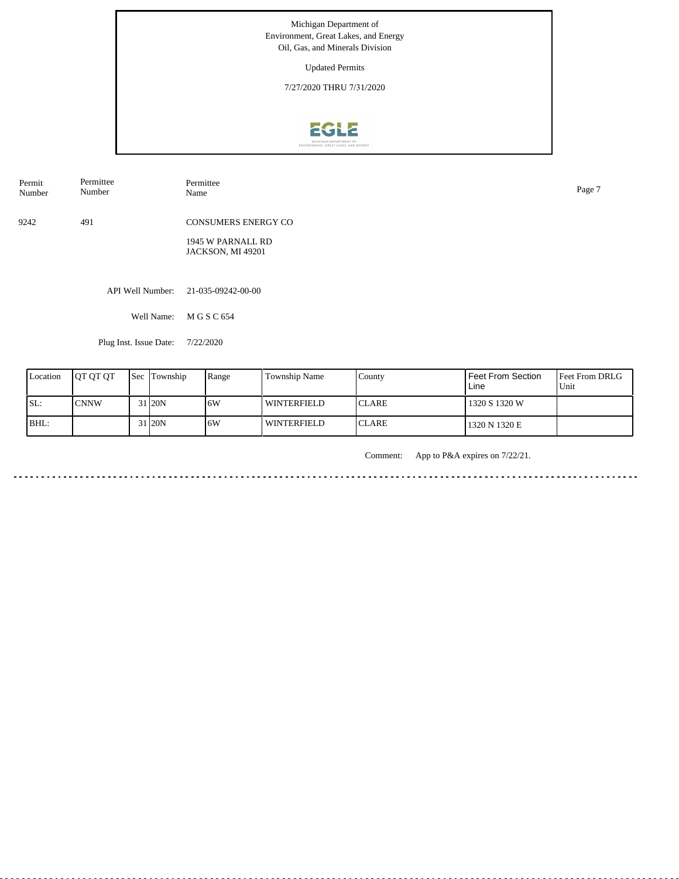Michigan Department of Environment, Great Lakes, and Energy
Oil, Gas, and Minerals Division

Updated Permits

7/27/2020 THRU 7/31/2020

| Permit Number | Permittee Number | Permittee Name |
|---|---|---|
| 9242 | 491 | CONSUMERS ENERGY CO<br>1945 W PARNALL RD<br>JACKSON, MI 49201 |

API Well Number: 21-035-09242-00-00

Well Name: M G S C 654

Plug Inst. Issue Date: 7/22/2020

| Location | QT QT QT | Sec | Township | Range | Township Name | County | Feet From Section Line | Feet From DRLG Unit |
|---|---|---|---|---|---|---|---|---|
| SL: | CNNW | 31 | 20N | 6W | WINTERFIELD | CLARE | 1320 S 1320 W | |
| BHL: | | 31 | 20N | 6W | WINTERFIELD | CLARE | 1320 N 1320 E | |

Comment: App to P&A expires on 7/22/21.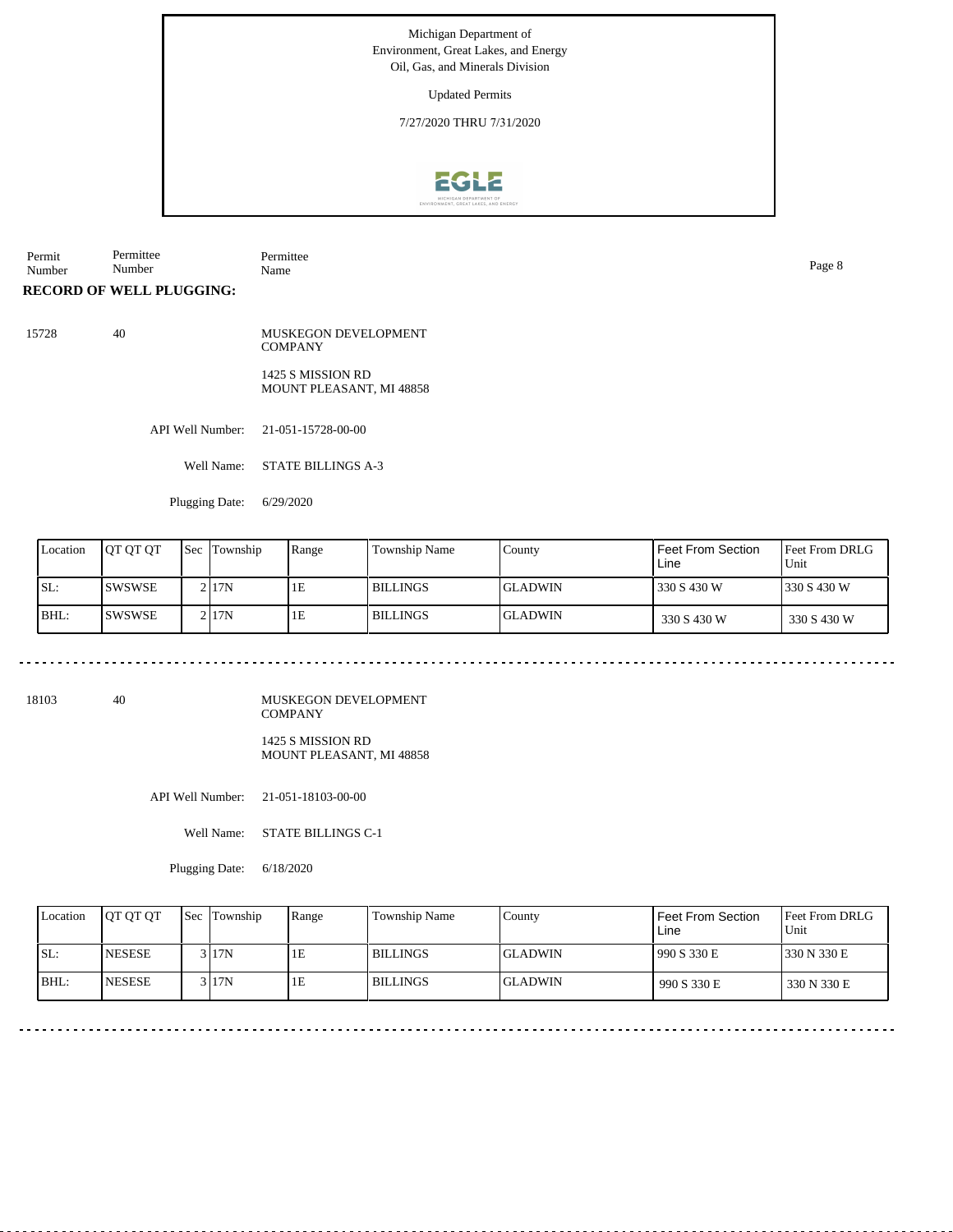Michigan Department of
Environment, Great Lakes, and Energy
Oil, Gas, and Minerals Division

Updated Permits

7/27/2020 THRU 7/31/2020

| Permit Number | Permittee Number | Permittee Name |
|---|---|---|

**RECORD OF WELL PLUGGING:**

15728 40 MUSKEGON DEVELOPMENT COMPANY

1425 S MISSION RD
MOUNT PLEASANT, MI 48858

API Well Number: 21-051-15728-00-00

Well Name: STATE BILLINGS A-3

Plugging Date: 6/29/2020

| Location | QT QT QT | Sec | Township | Range | Township Name | County | Feet From Section Line | Feet From DRLG Unit |
|---|---|---|---|---|---|---|---|---|
| SL: | SWSWSE | 2 | 17N | 1E | BILLINGS | GLADWIN | 330 S 430 W | 330 S 430 W |
| BHL: | SWSWSE | 2 | 17N | 1E | BILLINGS | GLADWIN | 330 S 430 W | 330 S 430 W |

---

18103 40 MUSKEGON DEVELOPMENT COMPANY

1425 S MISSION RD
MOUNT PLEASANT, MI 48858

API Well Number: 21-051-18103-00-00

Well Name: STATE BILLINGS C-1

Plugging Date: 6/18/2020

| Location | QT QT QT | Sec | Township | Range | Township Name | County | Feet From Section Line | Feet From DRLG Unit |
|---|---|---|---|---|---|---|---|---|
| SL: | NESESE | 3 | 17N | 1E | BILLINGS | GLADWIN | 990 S 330 E | 330 N 330 E |
| BHL: | NESESE | 3 | 17N | 1E | BILLINGS | GLADWIN | 990 S 330 E | 330 N 330 E |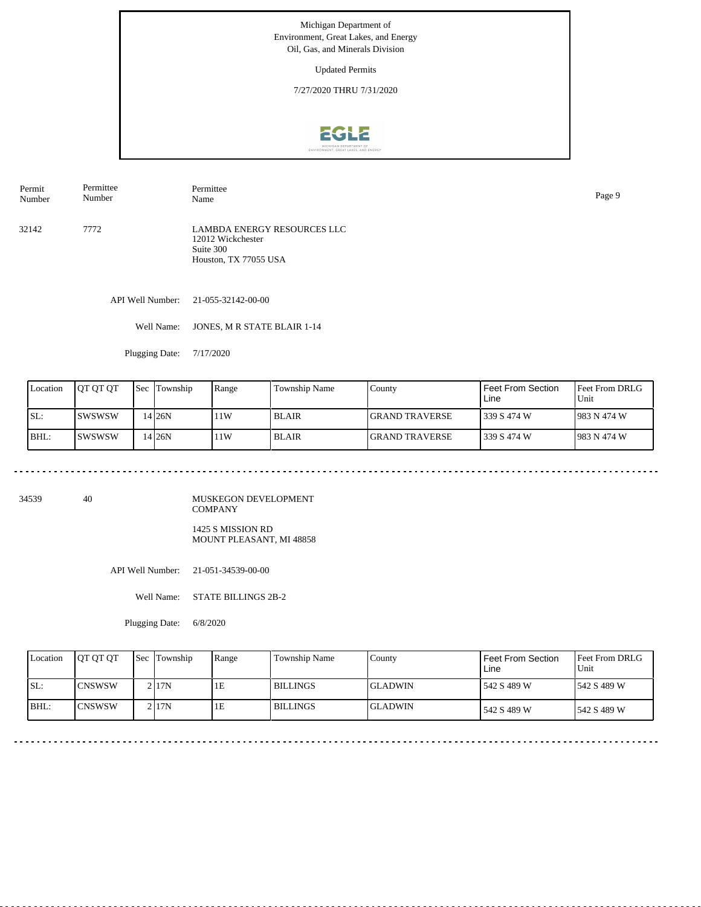Michigan Department of
Environment, Great Lakes, and Energy
Oil, Gas, and Minerals Division

Updated Permits

7/27/2020 THRU 7/31/2020

| Permit Number | Permittee Number | Permittee Name |
|---|---|---|
| 32142 | 7772 | LAMBDA ENERGY RESOURCES LLC<br>12012 Wickchester<br>Suite 300<br>Houston, TX 77055 USA |

API Well Number: 21-055-32142-00-00

Well Name: JONES, M R STATE BLAIR 1-14

Plugging Date: 7/17/2020

| Location | QT QT QT | Sec | Township | Range | Township Name | County | Feet From Section Line | Feet From DRLG Unit |
|---|---|---|---|---|---|---|---|---|
| SL: | SWSWSW | 14 | 26N | 11W | BLAIR | GRAND TRAVERSE | 339 S 474 W | 983 N 474 W |
| BHL: | SWSWSW | 14 | 26N | 11W | BLAIR | GRAND TRAVERSE | 339 S 474 W | 983 N 474 W |

---

| Permit Number | Permittee Number | Permittee Name |
|---|---|---|
| 34539 | 40 | MUSKEGON DEVELOPMENT COMPANY<br>1425 S MISSION RD<br>MOUNT PLEASANT, MI 48858 |

API Well Number: 21-051-34539-00-00

Well Name: STATE BILLINGS 2B-2

Plugging Date: 6/8/2020

| Location | QT QT QT | Sec | Township | Range | Township Name | County | Feet From Section Line | Feet From DRLG Unit |
|---|---|---|---|---|---|---|---|---|
| SL: | CNSWSW | 2 | 17N | 1E | BILLINGS | GLADWIN | 542 S 489 W | 542 S 489 W |
| BHL: | CNSWSW | 2 | 17N | 1E | BILLINGS | GLADWIN | 542 S 489 W | 542 S 489 W |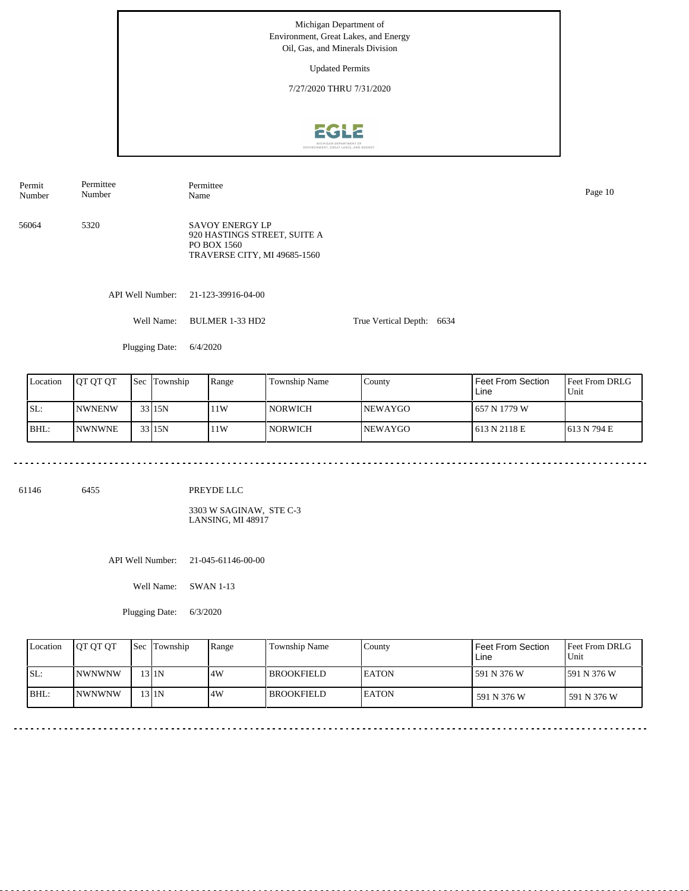Michigan Department of Environment, Great Lakes, and Energy
Oil, Gas, and Minerals Division

Updated Permits

7/27/2020 THRU 7/31/2020

| Permit Number | Permittee Number | Permittee Name |
|---|---|---|
| 56064 | 5320 | SAVOY ENERGY LP<br>920 HASTINGS STREET, SUITE A<br>PO BOX 1560<br>TRAVERSE CITY, MI 49685-1560 |

API Well Number: 21-123-39916-04-00

Well Name: BULMER 1-33 HD2

True Vertical Depth: 6634

Plugging Date: 6/4/2020

| Location | QT QT QT | Sec | Township | Range | Township Name | County | Feet From Section Line | Feet From DRLG Unit |
|---|---|---|---|---|---|---|---|---|
| SL: | NWNENW | 33 | 15N | 11W | NORWICH | NEWAYGO | 657 N 1779 W | |
| BHL: | NWNWNE | 33 | 15N | 11W | NORWICH | NEWAYGO | 613 N 2118 E | 613 N 794 E |

---

| Permit Number | Permittee Number | Permittee Name |
|---|---|---|
| 61146 | 6455 | PREYDE LLC<br>3303 W SAGINAW, STE C-3<br>LANSING, MI 48917 |

API Well Number: 21-045-61146-00-00

Well Name: SWAN 1-13

Plugging Date: 6/3/2020

| Location | QT QT QT | Sec | Township | Range | Township Name | County | Feet From Section Line | Feet From DRLG Unit |
|---|---|---|---|---|---|---|---|---|
| SL: | NWNWNW | 13 | 1N | 4W | BROOKFIELD | EATON | 591 N 376 W | 591 N 376 W |
| BHL: | NWNWNW | 13 | 1N | 4W | BROOKFIELD | EATON | 591 N 376 W | 591 N 376 W |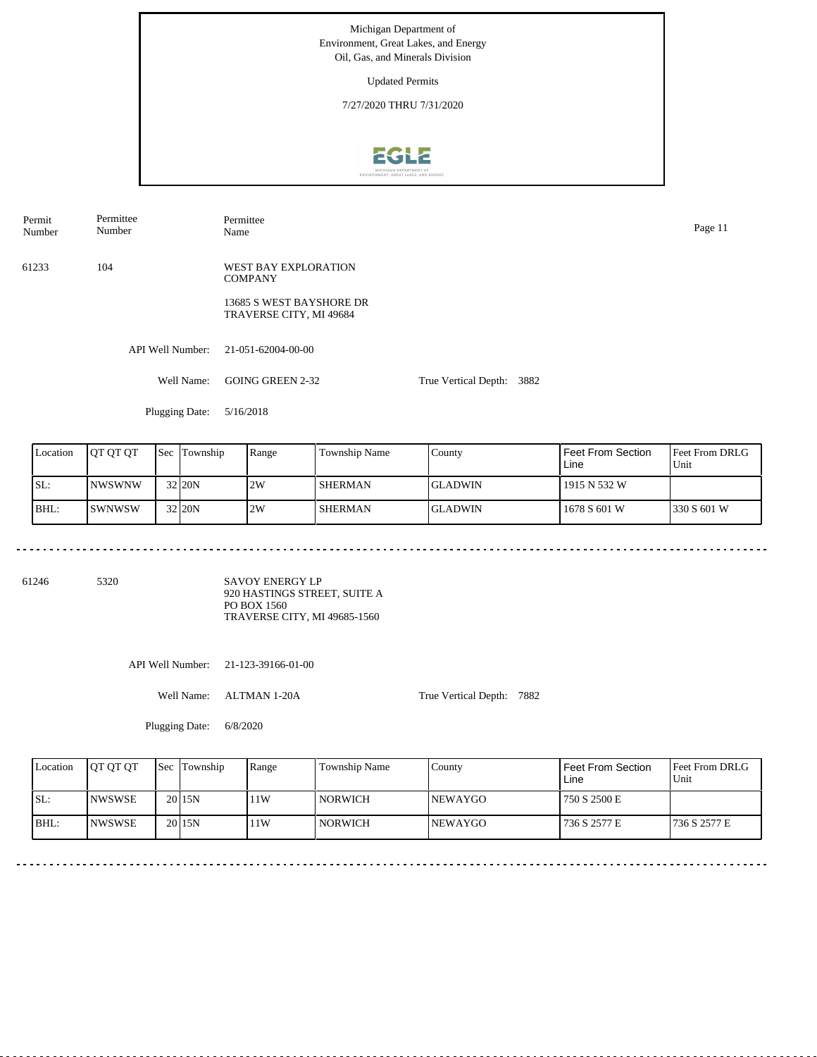Michigan Department of
Environment, Great Lakes, and Energy
Oil, Gas, and Minerals Division

Updated Permits

7/27/2020 THRU 7/31/2020

| Permit Number | Permittee Number | Permittee Name |
|---|---|---|
| 61233 | 104 | WEST BAY EXPLORATION COMPANY<br>13685 S WEST BAYSHORE DR<br>TRAVERSE CITY, MI 49684 |

API Well Number: 21-051-62004-00-00

Well Name: GOING GREEN 2-32

True Vertical Depth: 3882

Plugging Date: 5/16/2018

| Location | QT QT QT | Sec | Township | Range | Township Name | County | Feet From Section Line | Feet From DRLG Unit |
|---|---|---|---|---|---|---|---|---|
| SL: | NWSWNW | 32 | 20N | 2W | SHERMAN | GLADWIN | 1915 N 532 W | |
| BHL: | SWNWSW | 32 | 20N | 2W | SHERMAN | GLADWIN | 1678 S 601 W | 330 S 601 W |

---

| Permit Number | Permittee Number | Permittee Name |
|---|---|---|
| 61246 | 5320 | SAVOY ENERGY LP<br>920 HASTINGS STREET, SUITE A<br>PO BOX 1560<br>TRAVERSE CITY, MI 49685-1560 |

API Well Number: 21-123-39166-01-00

Well Name: ALTMAN 1-20A

True Vertical Depth: 7882

Plugging Date: 6/8/2020

| Location | QT QT QT | Sec | Township | Range | Township Name | County | Feet From Section Line | Feet From DRLG Unit |
|---|---|---|---|---|---|---|---|---|
| SL: | NWSWSE | 20 | 15N | 11W | NORWICH | NEWAYGO | 750 S 2500 E | |
| BHL: | NWSWSE | 20 | 15N | 11W | NORWICH | NEWAYGO | 736 S 2577 E | 736 S 2577 E |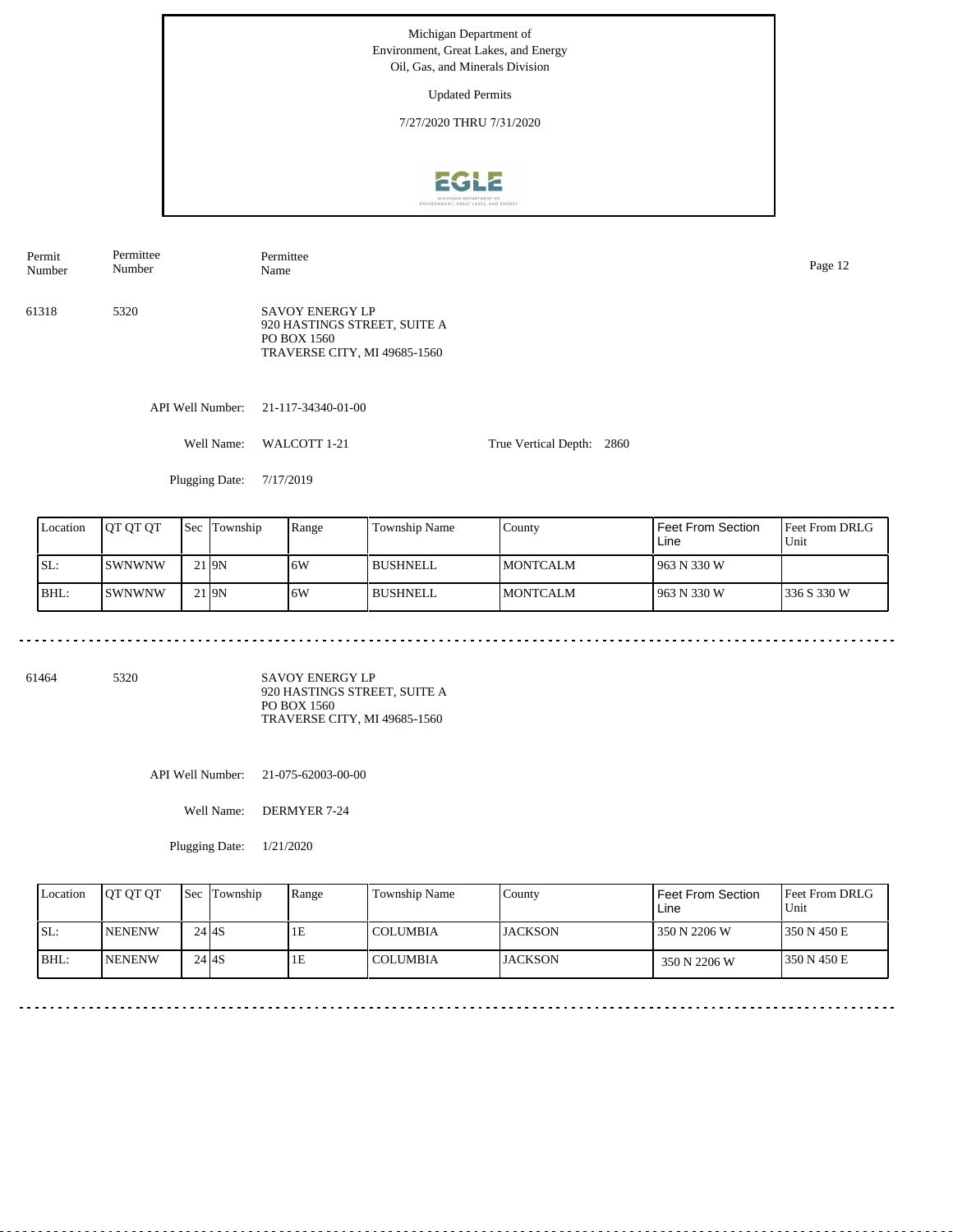Michigan Department of
Environment, Great Lakes, and Energy
Oil, Gas, and Minerals Division

Updated Permits

7/27/2020 THRU 7/31/2020

| Permit Number | Permittee Number | Permittee Name |
|---|---|---|
| 61318 | 5320 | SAVOY ENERGY LP<br>920 HASTINGS STREET, SUITE A<br>PO BOX 1560<br>TRAVERSE CITY, MI 49685-1560 |

API Well Number: 21-117-34340-01-00

Well Name: WALCOTT 1-21

True Vertical Depth: 2860

Plugging Date: 7/17/2019

| Location | QT QT QT | Sec | Township | Range | Township Name | County | Feet From Section Line | Feet From DRLG Unit |
|---|---|---|---|---|---|---|---|---|
| SL: | SWNWNW | 21 | 9N | 6W | BUSHNELL | MONTCALM | 963 N 330 W | |
| BHL: | SWNWNW | 21 | 9N | 6W | BUSHNELL | MONTCALM | 963 N 330 W | 336 S 330 W |

---

| Permit Number | Permittee Number | Permittee Name |
|---|---|---|
| 61464 | 5320 | SAVOY ENERGY LP<br>920 HASTINGS STREET, SUITE A<br>PO BOX 1560<br>TRAVERSE CITY, MI 49685-1560 |

API Well Number: 21-075-62003-00-00

Well Name: DERMYER 7-24

Plugging Date: 1/21/2020

| Location | QT QT QT | Sec | Township | Range | Township Name | County | Feet From Section Line | Feet From DRLG Unit |
|---|---|---|---|---|---|---|---|---|
| SL: | NENENW | 24 | 4S | 1E | COLUMBIA | JACKSON | 350 N 2206 W | 350 N 450 E |
| BHL: | NENENW | 24 | 4S | 1E | COLUMBIA | JACKSON | 350 N 2206 W | 350 N 450 E |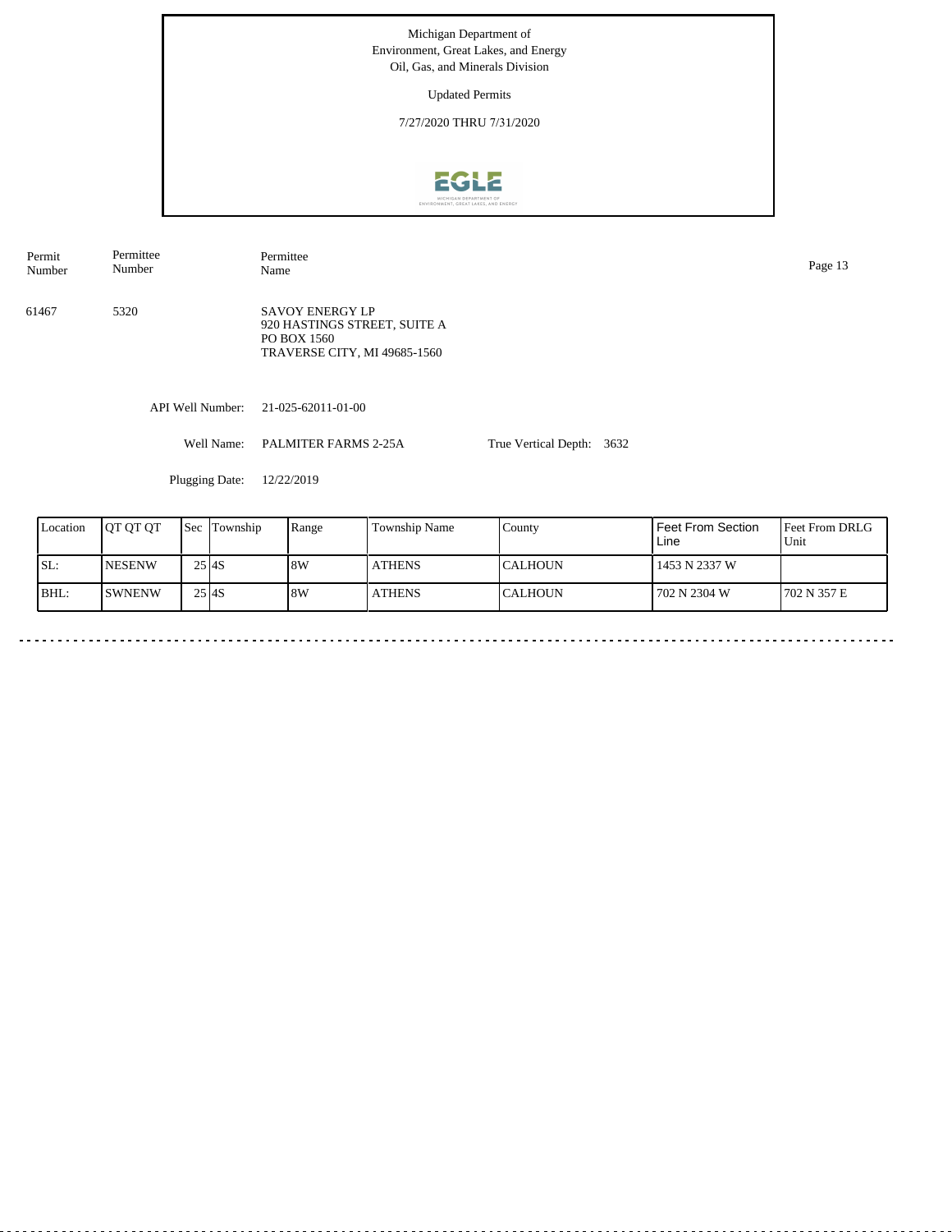Michigan Department of
Environment, Great Lakes, and Energy
Oil, Gas, and Minerals Division

Updated Permits

7/27/2020 THRU 7/31/2020

| Permit Number | Permittee Number | Permittee Name |
|---|---|---|
| 61467 | 5320 | SAVOY ENERGY LP<br>920 HASTINGS STREET, SUITE A<br>PO BOX 1560<br>TRAVERSE CITY, MI 49685-1560 |

API Well Number: 21-025-62011-01-00

Well Name: PALMITER FARMS 2-25A

True Vertical Depth: 3632

Plugging Date: 12/22/2019

| Location | QT QT QT | Sec | Township | Range | Township Name | County | Feet From Section Line | Feet From DRLG Unit |
|---|---|---|---|---|---|---|---|---|
| SL: | NESENW | 25 | 4S | 8W | ATHENS | CALHOUN | 1453 N 2337 W | |
| BHL: | SWNENW | 25 | 4S | 8W | ATHENS | CALHOUN | 702 N 2304 W | 702 N 357 E |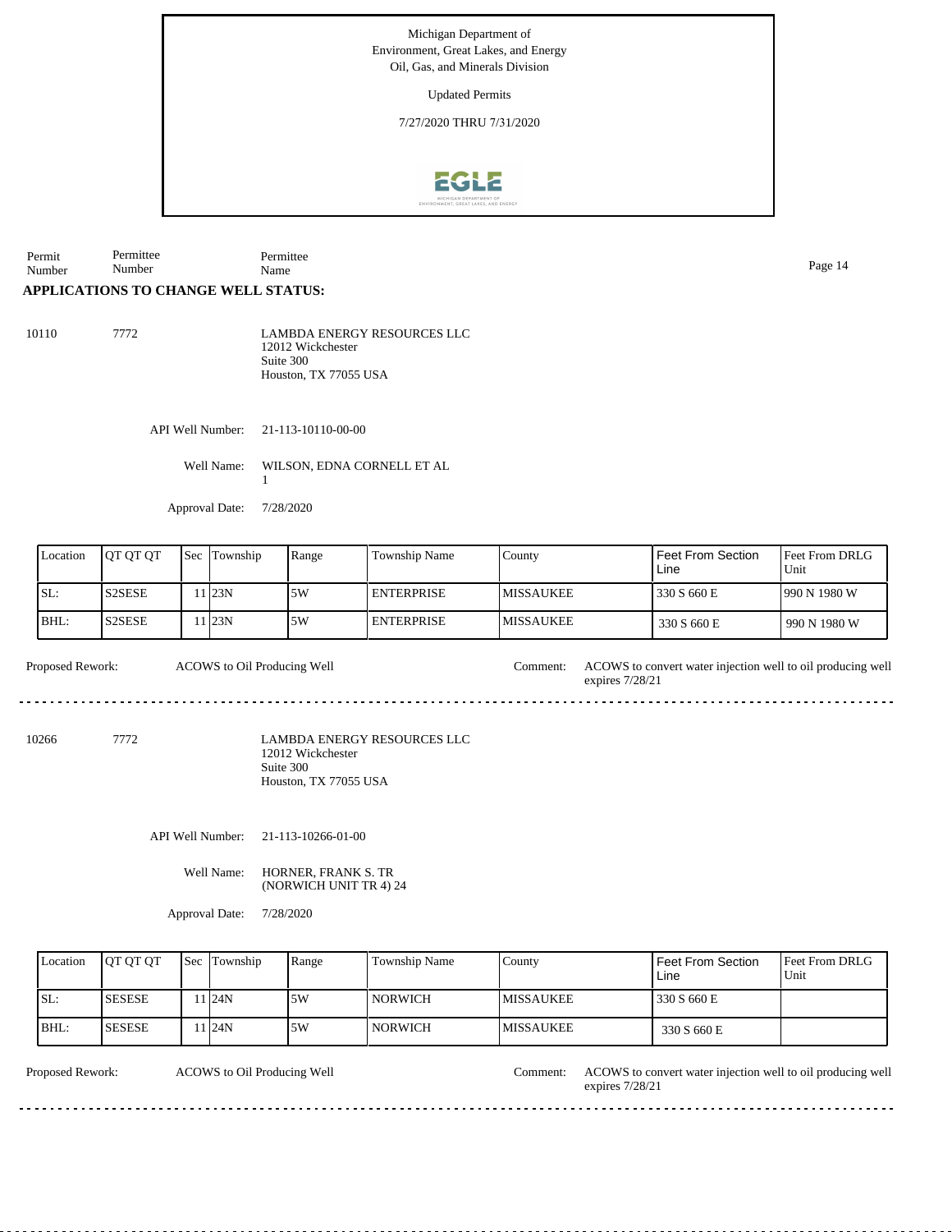Michigan Department of
Environment, Great Lakes, and Energy
Oil, Gas, and Minerals Division

Updated Permits

7/27/2020 THRU 7/31/2020

| Permit Number | Permittee Number | Permittee Name |
|---|---|---|

## APPLICATIONS TO CHANGE WELL STATUS:

10110 7772 LAMBDA ENERGY RESOURCES LLC
12012 Wickchester
Suite 300
Houston, TX 77055 USA

API Well Number: 21-113-10110-00-00

Well Name: WILSON, EDNA CORNELL ET AL 1

Approval Date: 7/28/2020

| Location | QT QT QT | Sec | Township | Range | Township Name | County | Feet From Section Line | Feet From DRLG Unit |
|---|---|---|---|---|---|---|---|---|
| SL: | S2SESE | 11 | 23N | 5W | ENTERPRISE | MISSAUKEE | 330 S 660 E | 990 N 1980 W |
| BHL: | S2SESE | 11 | 23N | 5W | ENTERPRISE | MISSAUKEE | 330 S 660 E | 990 N 1980 W |

Proposed Rework: ACOWS to Oil Producing Well

Comment: ACOWS to convert water injection well to oil producing well expires 7/28/21

---

10266 7772 LAMBDA ENERGY RESOURCES LLC
12012 Wickchester
Suite 300
Houston, TX 77055 USA

API Well Number: 21-113-10266-01-00

Well Name: HORNER, FRANK S. TR (NORWICH UNIT TR 4) 24

Approval Date: 7/28/2020

| Location | QT QT QT | Sec | Township | Range | Township Name | County | Feet From Section Line | Feet From DRLG Unit |
|---|---|---|---|---|---|---|---|---|
| SL: | SESESE | 11 | 24N | 5W | NORWICH | MISSAUKEE | 330 S 660 E | |
| BHL: | SESESE | 11 | 24N | 5W | NORWICH | MISSAUKEE | 330 S 660 E | |

Proposed Rework: ACOWS to Oil Producing Well

Comment: ACOWS to convert water injection well to oil producing well expires 7/28/21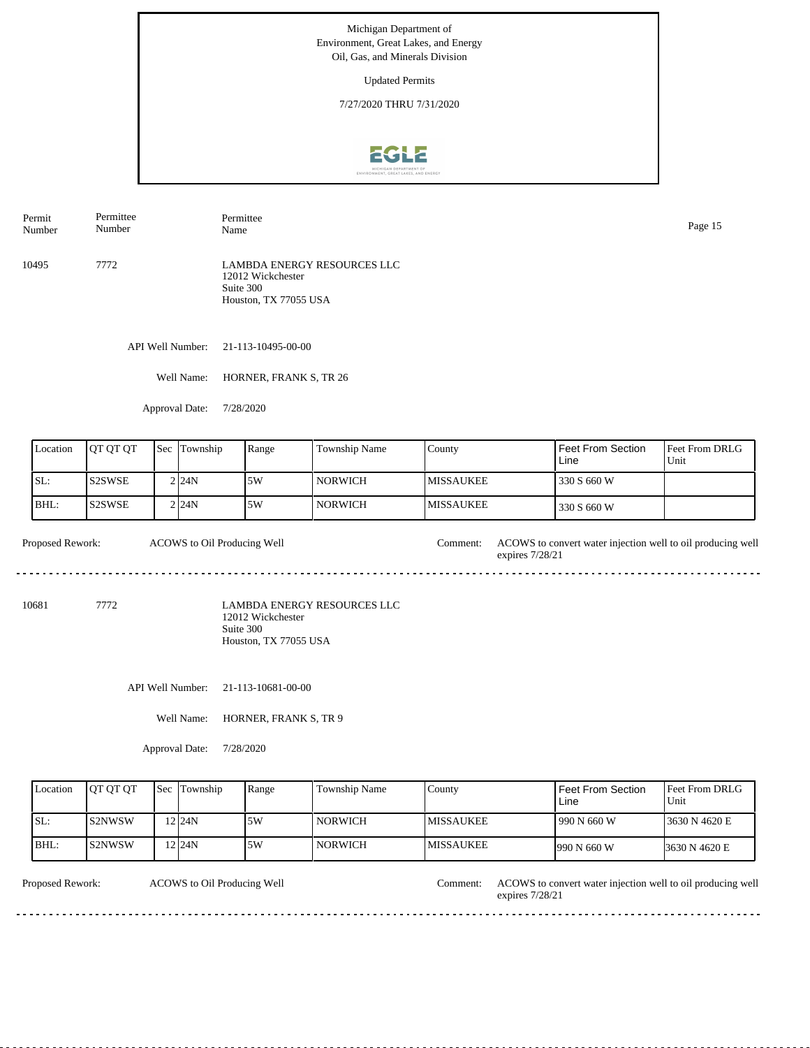Michigan Department of
Environment, Great Lakes, and Energy
Oil, Gas, and Minerals Division

Updated Permits

7/27/2020 THRU 7/31/2020

| Permit Number | Permittee Number | Permittee Name |
|---|---|---|
| 10495 | 7772 | LAMBDA ENERGY RESOURCES LLC<br>12012 Wickchester<br>Suite 300<br>Houston, TX 77055 USA |

API Well Number: 21-113-10495-00-00

Well Name: HORNER, FRANK S, TR 26

Approval Date: 7/28/2020

| Location | QT QT QT | Sec | Township | Range | Township Name | County | Feet From Section Line | Feet From DRLG Unit |
|---|---|---|---|---|---|---|---|---|
| SL: | S2SWSE | 2 | 24N | 5W | NORWICH | MISSAUKEE | 330 S 660 W | |
| BHL: | S2SWSE | 2 | 24N | 5W | NORWICH | MISSAUKEE | 330 S 660 W | |

Proposed Rework: ACOWS to Oil Producing Well

Comment: ACOWS to convert water injection well to oil producing well expires 7/28/21

---

| Permit Number | Permittee Number | Permittee Name |
|---|---|---|
| 10681 | 7772 | LAMBDA ENERGY RESOURCES LLC<br>12012 Wickchester<br>Suite 300<br>Houston, TX 77055 USA |

API Well Number: 21-113-10681-00-00

Well Name: HORNER, FRANK S, TR 9

Approval Date: 7/28/2020

| Location | QT QT QT | Sec | Township | Range | Township Name | County | Feet From Section Line | Feet From DRLG Unit |
|---|---|---|---|---|---|---|---|---|
| SL: | S2NWSW | 12 | 24N | 5W | NORWICH | MISSAUKEE | 990 N 660 W | 3630 N 4620 E |
| BHL: | S2NWSW | 12 | 24N | 5W | NORWICH | MISSAUKEE | 990 N 660 W | 3630 N 4620 E |

Proposed Rework: ACOWS to Oil Producing Well

Comment: ACOWS to convert water injection well to oil producing well expires 7/28/21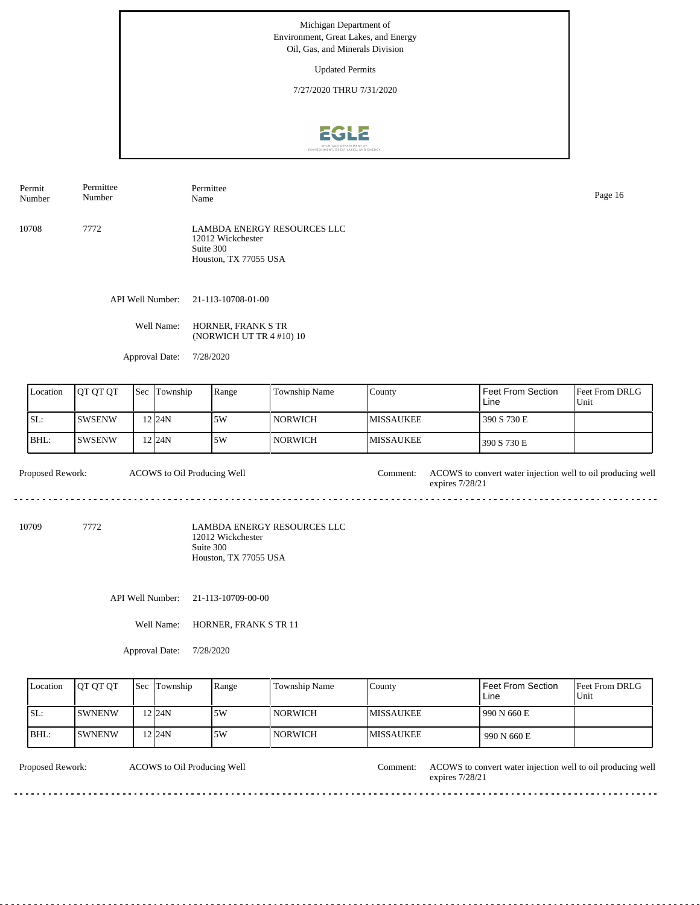Michigan Department of
Environment, Great Lakes, and Energy
Oil, Gas, and Minerals Division

Updated Permits

7/27/2020 THRU 7/31/2020

| Permit Number | Permittee Number | Permittee Name |
|---|---|---|
| 10708 | 7772 | LAMBDA ENERGY RESOURCES LLC<br>12012 Wickchester<br>Suite 300<br>Houston, TX 77055 USA |

API Well Number: 21-113-10708-01-00

Well Name: HORNER, FRANK S TR (NORWICH UT TR 4 #10) 10

Approval Date: 7/28/2020

| Location | QT QT QT | Sec | Township | Range | Township Name | County | Feet From Section Line | Feet From DRLG Unit |
|---|---|---|---|---|---|---|---|---|
| SL: | SWSENW | 12 | 24N | 5W | NORWICH | MISSAUKEE | 390 S 730 E | |
| BHL: | SWSENW | 12 | 24N | 5W | NORWICH | MISSAUKEE | 390 S 730 E | |

Proposed Rework: ACOWS to Oil Producing Well

Comment: ACOWS to convert water injection well to oil producing well expires 7/28/21

---

| Permit Number | Permittee Number | Permittee Name |
|---|---|---|
| 10709 | 7772 | LAMBDA ENERGY RESOURCES LLC<br>12012 Wickchester<br>Suite 300<br>Houston, TX 77055 USA |

API Well Number: 21-113-10709-00-00

Well Name: HORNER, FRANK S TR 11

Approval Date: 7/28/2020

| Location | QT QT QT | Sec | Township | Range | Township Name | County | Feet From Section Line | Feet From DRLG Unit |
|---|---|---|---|---|---|---|---|---|
| SL: | SWNENW | 12 | 24N | 5W | NORWICH | MISSAUKEE | 990 N 660 E | |
| BHL: | SWNENW | 12 | 24N | 5W | NORWICH | MISSAUKEE | 990 N 660 E | |

Proposed Rework: ACOWS to Oil Producing Well

Comment: ACOWS to convert water injection well to oil producing well expires 7/28/21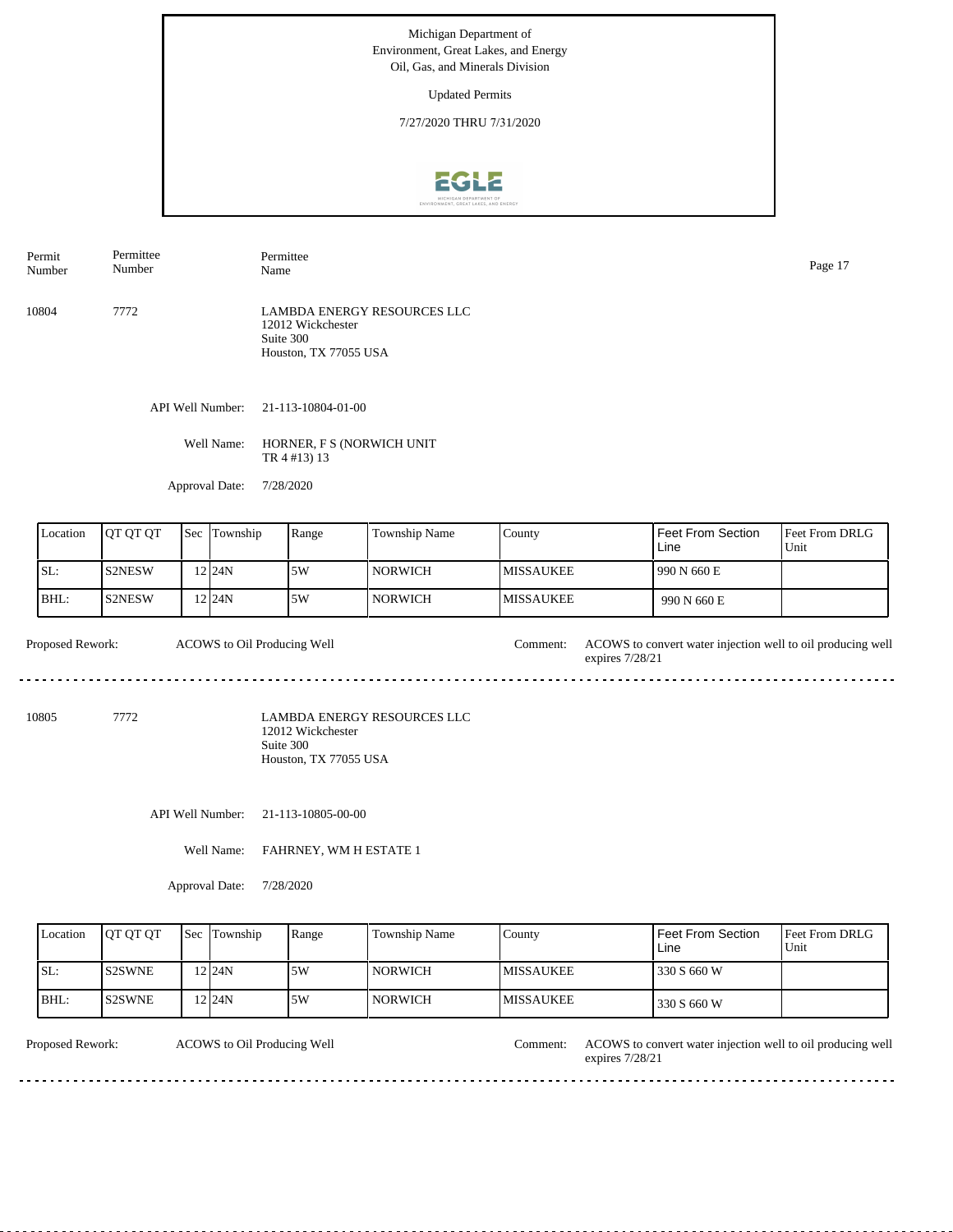Michigan Department of
Environment, Great Lakes, and Energy
Oil, Gas, and Minerals Division

Updated Permits

7/27/2020 THRU 7/31/2020

| Permit Number | Permittee Number | Permittee Name |
|---|---|---|
| 10804 | 7772 | LAMBDA ENERGY RESOURCES LLC<br>12012 Wickchester<br>Suite 300<br>Houston, TX 77055 USA |

API Well Number: 21-113-10804-01-00

Well Name: HORNER, F S (NORWICH UNIT TR 4 #13) 13

Approval Date: 7/28/2020

| Location | QT QT QT | Sec | Township | Range | Township Name | County | Feet From Section Line | Feet From DRLG Unit |
|---|---|---|---|---|---|---|---|---|
| SL: | S2NESW | 12 | 24N | 5W | NORWICH | MISSAUKEE | 990 N 660 E | |
| BHL: | S2NESW | 12 | 24N | 5W | NORWICH | MISSAUKEE | 990 N 660 E | |

Proposed Rework: ACOWS to Oil Producing Well

Comment: ACOWS to convert water injection well to oil producing well expires 7/28/21

---

| Permit Number | Permittee Number | Permittee Name |
|---|---|---|
| 10805 | 7772 | LAMBDA ENERGY RESOURCES LLC<br>12012 Wickchester<br>Suite 300<br>Houston, TX 77055 USA |

API Well Number: 21-113-10805-00-00

Well Name: FAHRNEY, WM H ESTATE 1

Approval Date: 7/28/2020

| Location | QT QT QT | Sec | Township | Range | Township Name | County | Feet From Section Line | Feet From DRLG Unit |
|---|---|---|---|---|---|---|---|---|
| SL: | S2SWNE | 12 | 24N | 5W | NORWICH | MISSAUKEE | 330 S 660 W | |
| BHL: | S2SWNE | 12 | 24N | 5W | NORWICH | MISSAUKEE | 330 S 660 W | |

Proposed Rework: ACOWS to Oil Producing Well

Comment: ACOWS to convert water injection well to oil producing well expires 7/28/21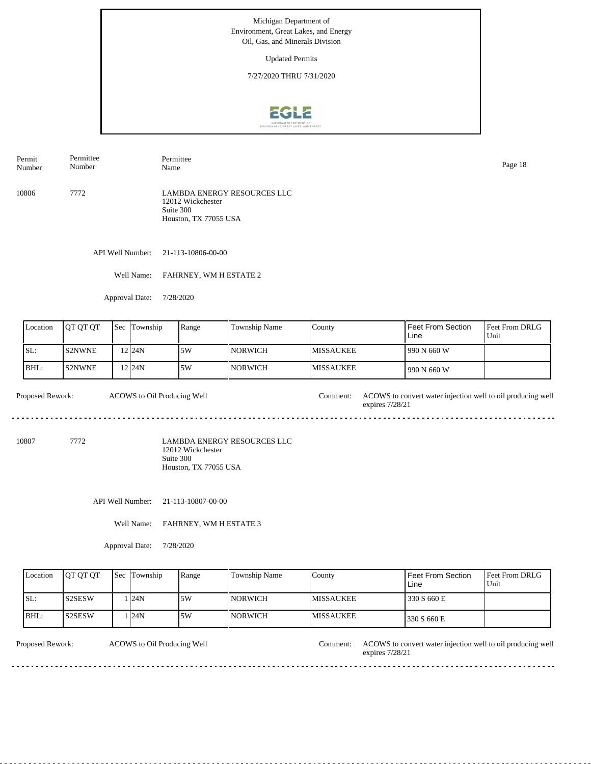Michigan Department of Environment, Great Lakes, and Energy
Oil, Gas, and Minerals Division

Updated Permits

7/27/2020 THRU 7/31/2020

| Permit Number | Permittee Number | Permittee Name |
|---|---|---|
| 10806 | 7772 | LAMBDA ENERGY RESOURCES LLC<br>12012 Wickchester<br>Suite 300<br>Houston, TX 77055 USA |

API Well Number: 21-113-10806-00-00

Well Name: FAHRNEY, WM H ESTATE 2

Approval Date: 7/28/2020

| Location | QT QT QT | Sec | Township | Range | Township Name | County | Feet From Section Line | Feet From DRLG Unit |
|---|---|---|---|---|---|---|---|---|
| SL: | S2NWNE | 12 | 24N | 5W | NORWICH | MISSAUKEE | 990 N 660 W | |
| BHL: | S2NWNE | 12 | 24N | 5W | NORWICH | MISSAUKEE | 990 N 660 W | |

Proposed Rework: ACOWS to Oil Producing Well

Comment: ACOWS to convert water injection well to oil producing well expires 7/28/21

---

| Permit Number | Permittee Number | Permittee Name |
|---|---|---|
| 10807 | 7772 | LAMBDA ENERGY RESOURCES LLC<br>12012 Wickchester<br>Suite 300<br>Houston, TX 77055 USA |

API Well Number: 21-113-10807-00-00

Well Name: FAHRNEY, WM H ESTATE 3

Approval Date: 7/28/2020

| Location | QT QT QT | Sec | Township | Range | Township Name | County | Feet From Section Line | Feet From DRLG Unit |
|---|---|---|---|---|---|---|---|---|
| SL: | S2SESW | 1 | 24N | 5W | NORWICH | MISSAUKEE | 330 S 660 E | |
| BHL: | S2SESW | 1 | 24N | 5W | NORWICH | MISSAUKEE | 330 S 660 E | |

Proposed Rework: ACOWS to Oil Producing Well

Comment: ACOWS to convert water injection well to oil producing well expires 7/28/21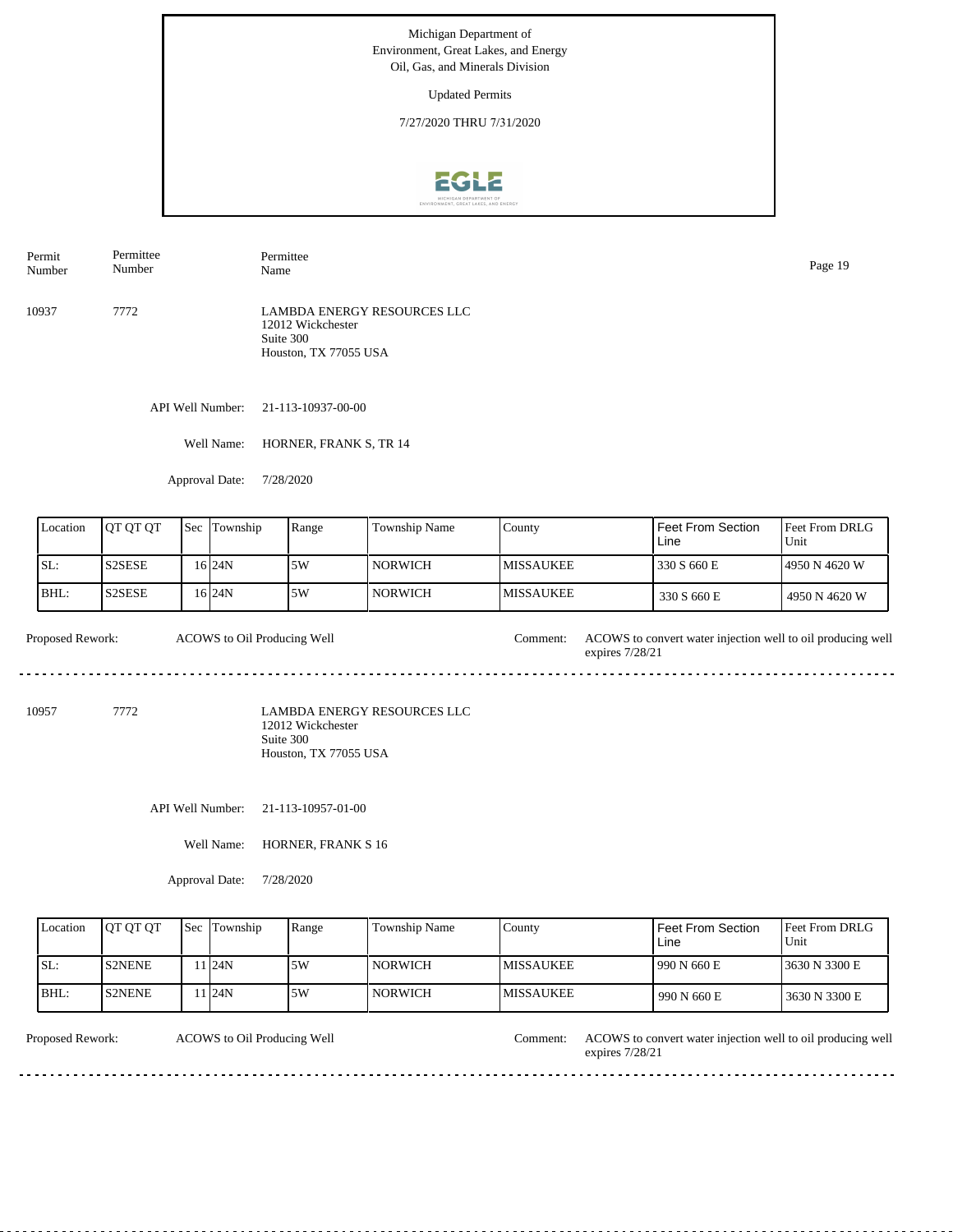Michigan Department of
Environment, Great Lakes, and Energy
Oil, Gas, and Minerals Division

Updated Permits

7/27/2020 THRU 7/31/2020

| Permit Number | Permittee Number | Permittee Name |
|---|---|---|
| 10937 | 7772 | LAMBDA ENERGY RESOURCES LLC<br>12012 Wickchester<br>Suite 300<br>Houston, TX 77055 USA |

API Well Number: 21-113-10937-00-00

Well Name: HORNER, FRANK S, TR 14

Approval Date: 7/28/2020

| Location | QT QT QT | Sec | Township | Range | Township Name | County | Feet From Section Line | Feet From DRLG Unit |
|---|---|---|---|---|---|---|---|---|
| SL: | S2SESE | 16 | 24N | 5W | NORWICH | MISSAUKEE | 330 S 660 E | 4950 N 4620 W |
| BHL: | S2SESE | 16 | 24N | 5W | NORWICH | MISSAUKEE | 330 S 660 E | 4950 N 4620 W |

Proposed Rework: ACOWS to Oil Producing Well

Comment: ACOWS to convert water injection well to oil producing well expires 7/28/21

---

| Permit Number | Permittee Number | Permittee Name |
|---|---|---|
| 10957 | 7772 | LAMBDA ENERGY RESOURCES LLC<br>12012 Wickchester<br>Suite 300<br>Houston, TX 77055 USA |

API Well Number: 21-113-10957-01-00

Well Name: HORNER, FRANK S 16

Approval Date: 7/28/2020

| Location | QT QT QT | Sec | Township | Range | Township Name | County | Feet From Section Line | Feet From DRLG Unit |
|---|---|---|---|---|---|---|---|---|
| SL: | S2NENE | 11 | 24N | 5W | NORWICH | MISSAUKEE | 990 N 660 E | 3630 N 3300 E |
| BHL: | S2NENE | 11 | 24N | 5W | NORWICH | MISSAUKEE | 990 N 660 E | 3630 N 3300 E |

Proposed Rework: ACOWS to Oil Producing Well

Comment: ACOWS to convert water injection well to oil producing well expires 7/28/21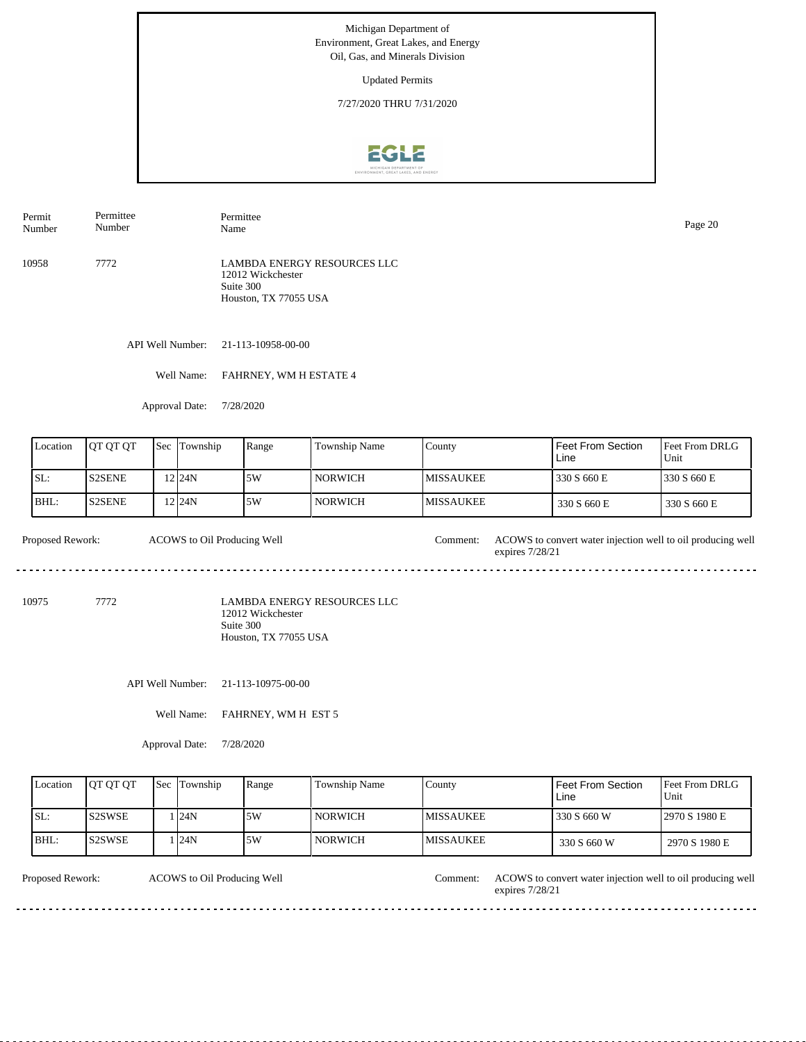Michigan Department of
Environment, Great Lakes, and Energy
Oil, Gas, and Minerals Division

Updated Permits

7/27/2020 THRU 7/31/2020

| Permit Number | Permittee Number | Permittee Name |
|---|---|---|
| 10958 | 7772 | LAMBDA ENERGY RESOURCES LLC<br>12012 Wickchester<br>Suite 300<br>Houston, TX 77055 USA |

API Well Number: 21-113-10958-00-00

Well Name: FAHRNEY, WM H ESTATE 4

Approval Date: 7/28/2020

| Location | QT QT QT | Sec | Township | Range | Township Name | County | Feet From Section Line | Feet From DRLG Unit |
|---|---|---|---|---|---|---|---|---|
| SL: | S2SENE | 12 | 24N | 5W | NORWICH | MISSAUKEE | 330 S 660 E | 330 S 660 E |
| BHL: | S2SENE | 12 | 24N | 5W | NORWICH | MISSAUKEE | 330 S 660 E | 330 S 660 E |

Proposed Rework: ACOWS to Oil Producing Well

Comment: ACOWS to convert water injection well to oil producing well expires 7/28/21

---

| Permit Number | Permittee Number | Permittee Name |
|---|---|---|
| 10975 | 7772 | LAMBDA ENERGY RESOURCES LLC<br>12012 Wickchester<br>Suite 300<br>Houston, TX 77055 USA |

API Well Number: 21-113-10975-00-00

Well Name: FAHRNEY, WM H EST 5

Approval Date: 7/28/2020

| Location | QT QT QT | Sec | Township | Range | Township Name | County | Feet From Section Line | Feet From DRLG Unit |
|---|---|---|---|---|---|---|---|---|
| SL: | S2SWSE | 1 | 24N | 5W | NORWICH | MISSAUKEE | 330 S 660 W | 2970 S 1980 E |
| BHL: | S2SWSE | 1 | 24N | 5W | NORWICH | MISSAUKEE | 330 S 660 W | 2970 S 1980 E |

Proposed Rework: ACOWS to Oil Producing Well

Comment: ACOWS to convert water injection well to oil producing well expires 7/28/21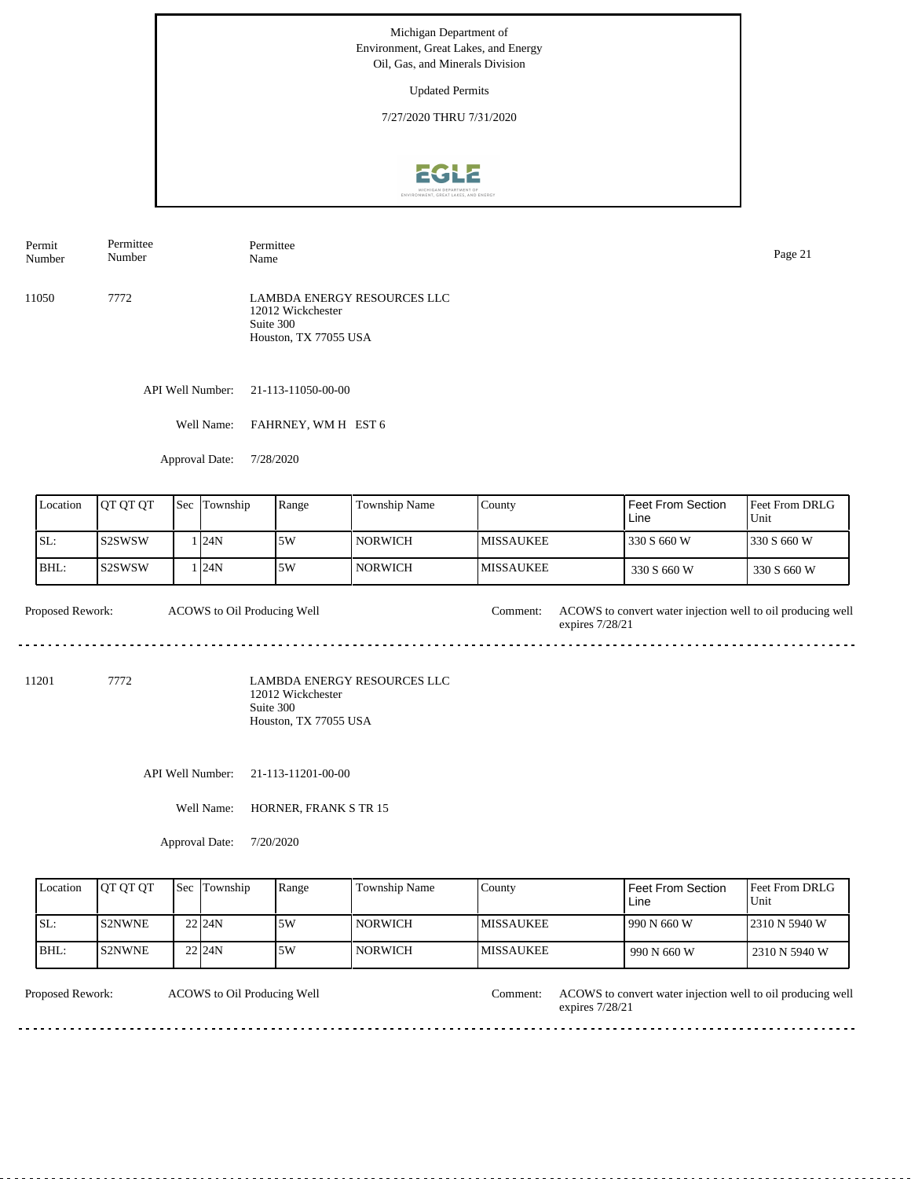Michigan Department of
Environment, Great Lakes, and Energy
Oil, Gas, and Minerals Division

Updated Permits

7/27/2020 THRU 7/31/2020

| Permit Number | Permittee Number | Permittee Name |
|---|---|---|

11050 7772 LAMBDA ENERGY RESOURCES LLC
12012 Wickchester
Suite 300
Houston, TX 77055 USA

API Well Number: 21-113-11050-00-00

Well Name: FAHRNEY, WM H EST 6

Approval Date: 7/28/2020

| Location | QT QT QT | Sec | Township | Range | Township Name | County | Feet From Section Line | Feet From DRLG Unit |
|---|---|---|---|---|---|---|---|---|
| SL: | S2SWSW | 1 | 24N | 5W | NORWICH | MISSAUKEE | 330 S 660 W | 330 S 660 W |
| BHL: | S2SWSW | 1 | 24N | 5W | NORWICH | MISSAUKEE | 330 S 660 W | 330 S 660 W |

Proposed Rework: ACOWS to Oil Producing Well

Comment: ACOWS to convert water injection well to oil producing well expires 7/28/21

---

11201 7772 LAMBDA ENERGY RESOURCES LLC
12012 Wickchester
Suite 300
Houston, TX 77055 USA

API Well Number: 21-113-11201-00-00

Well Name: HORNER, FRANK S TR 15

Approval Date: 7/20/2020

| Location | QT QT QT | Sec | Township | Range | Township Name | County | Feet From Section Line | Feet From DRLG Unit |
|---|---|---|---|---|---|---|---|---|
| SL: | S2NWNE | 22 | 24N | 5W | NORWICH | MISSAUKEE | 990 N 660 W | 2310 N 5940 W |
| BHL: | S2NWNE | 22 | 24N | 5W | NORWICH | MISSAUKEE | 990 N 660 W | 2310 N 5940 W |

Proposed Rework: ACOWS to Oil Producing Well

Comment: ACOWS to convert water injection well to oil producing well expires 7/28/21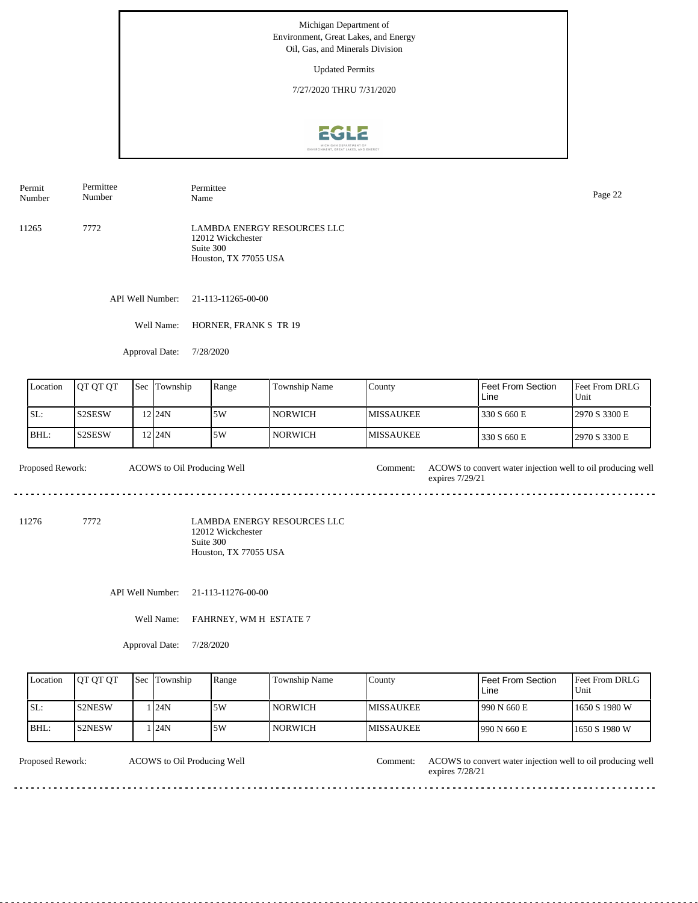Michigan Department of Environment, Great Lakes, and Energy
Oil, Gas, and Minerals Division

Updated Permits

7/27/2020 THRU 7/31/2020

| Permit Number | Permittee Number | Permittee Name |
|---|---|---|
| 11265 | 7772 | LAMBDA ENERGY RESOURCES LLC<br>12012 Wickchester<br>Suite 300<br>Houston, TX 77055 USA |

API Well Number: 21-113-11265-00-00

Well Name: HORNER, FRANK S TR 19

Approval Date: 7/28/2020

| Location | QT QT QT | Sec | Township | Range | Township Name | County | Feet From Section Line | Feet From DRLG Unit |
|---|---|---|---|---|---|---|---|---|
| SL: | S2SESW | 12 | 24N | 5W | NORWICH | MISSAUKEE | 330 S 660 E | 2970 S 3300 E |
| BHL: | S2SESW | 12 | 24N | 5W | NORWICH | MISSAUKEE | 330 S 660 E | 2970 S 3300 E |

Proposed Rework: ACOWS to Oil Producing Well

Comment: ACOWS to convert water injection well to oil producing well expires 7/29/21

---

| Permit Number | Permittee Number | Permittee Name |
|---|---|---|
| 11276 | 7772 | LAMBDA ENERGY RESOURCES LLC<br>12012 Wickchester<br>Suite 300<br>Houston, TX 77055 USA |

API Well Number: 21-113-11276-00-00

Well Name: FAHRNEY, WM H ESTATE 7

Approval Date: 7/28/2020

| Location | QT QT QT | Sec | Township | Range | Township Name | County | Feet From Section Line | Feet From DRLG Unit |
|---|---|---|---|---|---|---|---|---|
| SL: | S2NESW | 1 | 24N | 5W | NORWICH | MISSAUKEE | 990 N 660 E | 1650 S 1980 W |
| BHL: | S2NESW | 1 | 24N | 5W | NORWICH | MISSAUKEE | 990 N 660 E | 1650 S 1980 W |

Proposed Rework: ACOWS to Oil Producing Well

Comment: ACOWS to convert water injection well to oil producing well expires 7/28/21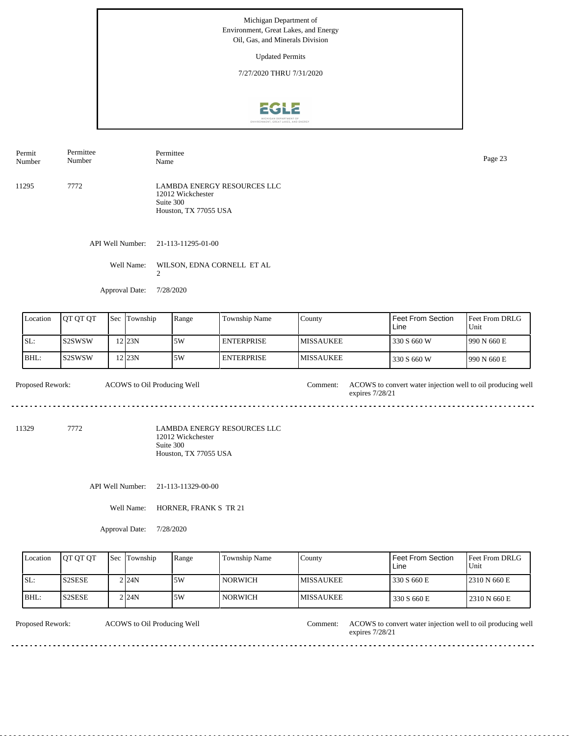Michigan Department of Environment, Great Lakes, and Energy
Oil, Gas, and Minerals Division

Updated Permits

7/27/2020 THRU 7/31/2020

| Permit Number | Permittee Number | Permittee Name |
|---|---|---|
| 11295 | 7772 | LAMBDA ENERGY RESOURCES LLC<br>12012 Wickchester<br>Suite 300<br>Houston, TX 77055 USA |

API Well Number: 21-113-11295-01-00

Well Name: WILSON, EDNA CORNELL ET AL 2

Approval Date: 7/28/2020

| Location | QT QT QT | Sec | Township | Range | Township Name | County | Feet From Section Line | Feet From DRLG Unit |
|---|---|---|---|---|---|---|---|---|
| SL: | S2SWSW | 12 | 23N | 5W | ENTERPRISE | MISSAUKEE | 330 S 660 W | 990 N 660 E |
| BHL: | S2SWSW | 12 | 23N | 5W | ENTERPRISE | MISSAUKEE | 330 S 660 W | 990 N 660 E |

Proposed Rework: ACOWS to Oil Producing Well

Comment: ACOWS to convert water injection well to oil producing well expires 7/28/21

---

| Permit Number | Permittee Number | Permittee Name |
|---|---|---|
| 11329 | 7772 | LAMBDA ENERGY RESOURCES LLC<br>12012 Wickchester<br>Suite 300<br>Houston, TX 77055 USA |

API Well Number: 21-113-11329-00-00

Well Name: HORNER, FRANK S TR 21

Approval Date: 7/28/2020

| Location | QT QT QT | Sec | Township | Range | Township Name | County | Feet From Section Line | Feet From DRLG Unit |
|---|---|---|---|---|---|---|---|---|
| SL: | S2SESE | 2 | 24N | 5W | NORWICH | MISSAUKEE | 330 S 660 E | 2310 N 660 E |
| BHL: | S2SESE | 2 | 24N | 5W | NORWICH | MISSAUKEE | 330 S 660 E | 2310 N 660 E |

Proposed Rework: ACOWS to Oil Producing Well

Comment: ACOWS to convert water injection well to oil producing well expires 7/28/21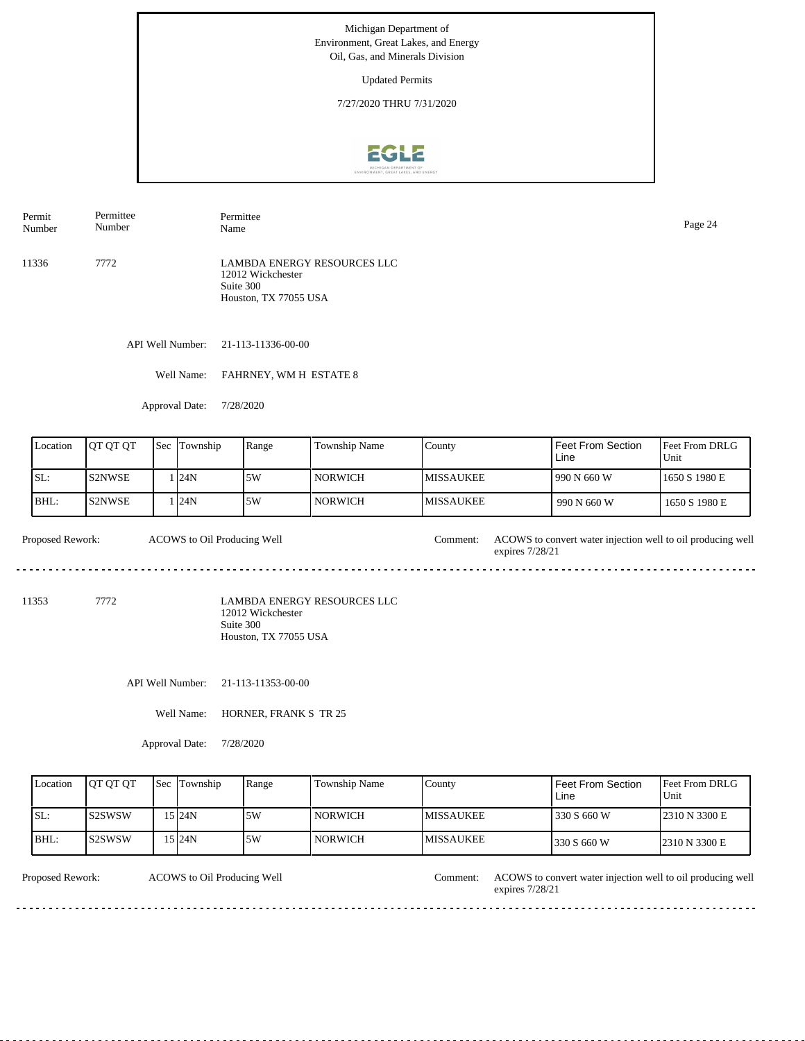Michigan Department of
Environment, Great Lakes, and Energy
Oil, Gas, and Minerals Division

Updated Permits

7/27/2020 THRU 7/31/2020

| Permit Number | Permittee Number | Permittee Name |
|---|---|---|
| 11336 | 7772 | LAMBDA ENERGY RESOURCES LLC<br>12012 Wickchester<br>Suite 300<br>Houston, TX 77055 USA |

API Well Number: 21-113-11336-00-00

Well Name: FAHRNEY, WM H ESTATE 8

Approval Date: 7/28/2020

| Location | QT QT QT | Sec | Township | Range | Township Name | County | Feet From Section Line | Feet From DRLG Unit |
|---|---|---|---|---|---|---|---|---|
| SL: | S2NWSE | 1 | 24N | 5W | NORWICH | MISSAUKEE | 990 N 660 W | 1650 S 1980 E |
| BHL: | S2NWSE | 1 | 24N | 5W | NORWICH | MISSAUKEE | 990 N 660 W | 1650 S 1980 E |

Proposed Rework: ACOWS to Oil Producing Well

Comment: ACOWS to convert water injection well to oil producing well expires 7/28/21

---

| Permit Number | Permittee Number | Permittee Name |
|---|---|---|
| 11353 | 7772 | LAMBDA ENERGY RESOURCES LLC<br>12012 Wickchester<br>Suite 300<br>Houston, TX 77055 USA |

API Well Number: 21-113-11353-00-00

Well Name: HORNER, FRANK S TR 25

Approval Date: 7/28/2020

| Location | QT QT QT | Sec | Township | Range | Township Name | County | Feet From Section Line | Feet From DRLG Unit |
|---|---|---|---|---|---|---|---|---|
| SL: | S2SWSW | 15 | 24N | 5W | NORWICH | MISSAUKEE | 330 S 660 W | 2310 N 3300 E |
| BHL: | S2SWSW | 15 | 24N | 5W | NORWICH | MISSAUKEE | 330 S 660 W | 2310 N 3300 E |

Proposed Rework: ACOWS to Oil Producing Well

Comment: ACOWS to convert water injection well to oil producing well expires 7/28/21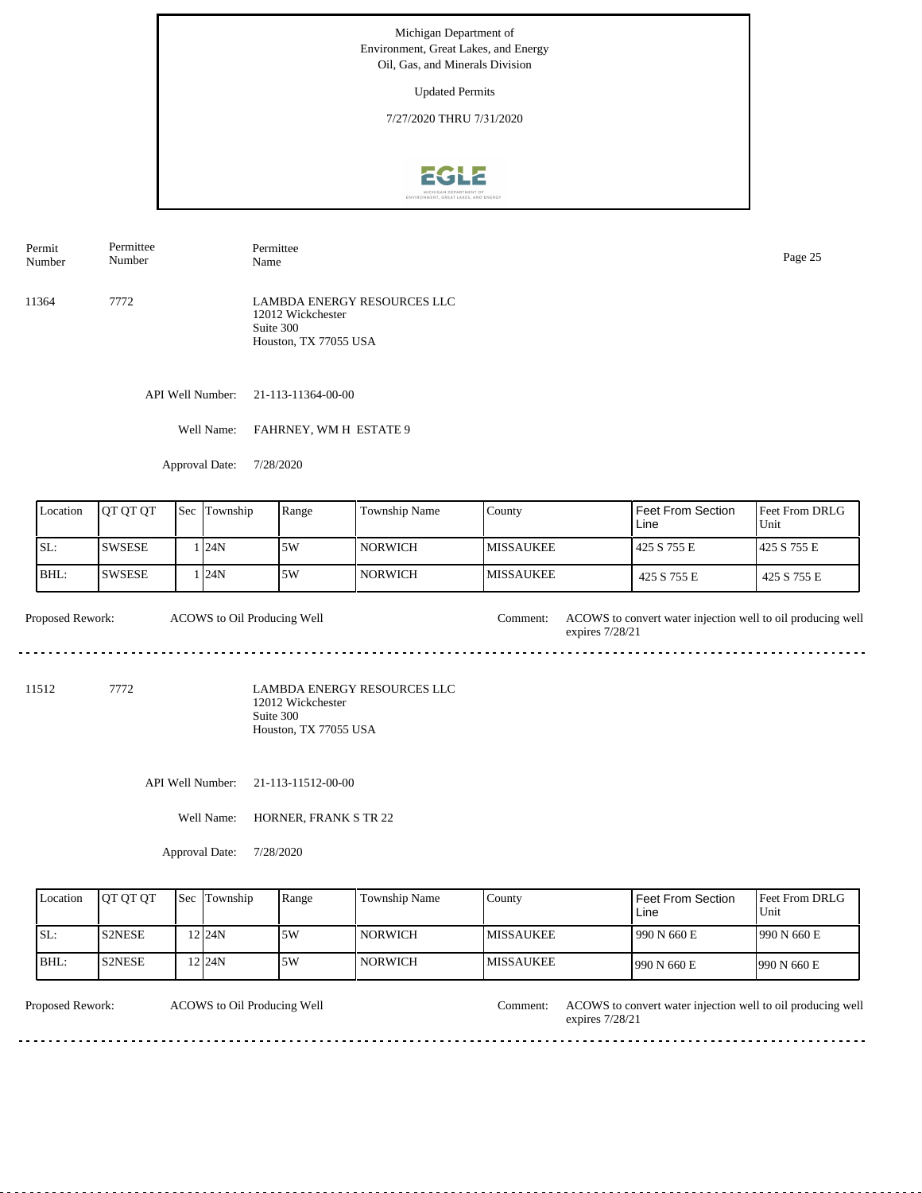Michigan Department of Environment, Great Lakes, and Energy
Oil, Gas, and Minerals Division

Updated Permits

7/27/2020 THRU 7/31/2020

| Permit Number | Permittee Number | Permittee Name |
|---|---|---|
| 11364 | 7772 | LAMBDA ENERGY RESOURCES LLC<br>12012 Wickchester<br>Suite 300<br>Houston, TX 77055 USA |

API Well Number: 21-113-11364-00-00

Well Name: FAHRNEY, WM H ESTATE 9

Approval Date: 7/28/2020

| Location | QT QT QT | Sec | Township | Range | Township Name | County | Feet From Section Line | Feet From DRLG Unit |
|---|---|---|---|---|---|---|---|---|
| SL: | SWSESE | 1 | 24N | 5W | NORWICH | MISSAUKEE | 425 S 755 E | 425 S 755 E |
| BHL: | SWSESE | 1 | 24N | 5W | NORWICH | MISSAUKEE | 425 S 755 E | 425 S 755 E |

Proposed Rework: ACOWS to Oil Producing Well

Comment: ACOWS to convert water injection well to oil producing well expires 7/28/21

---

| Permit Number | Permittee Number | Permittee Name |
|---|---|---|
| 11512 | 7772 | LAMBDA ENERGY RESOURCES LLC<br>12012 Wickchester<br>Suite 300<br>Houston, TX 77055 USA |

API Well Number: 21-113-11512-00-00

Well Name: HORNER, FRANK S TR 22

Approval Date: 7/28/2020

| Location | QT QT QT | Sec | Township | Range | Township Name | County | Feet From Section Line | Feet From DRLG Unit |
|---|---|---|---|---|---|---|---|---|
| SL: | S2NESE | 12 | 24N | 5W | NORWICH | MISSAUKEE | 990 N 660 E | 990 N 660 E |
| BHL: | S2NESE | 12 | 24N | 5W | NORWICH | MISSAUKEE | 990 N 660 E | 990 N 660 E |

Proposed Rework: ACOWS to Oil Producing Well

Comment: ACOWS to convert water injection well to oil producing well expires 7/28/21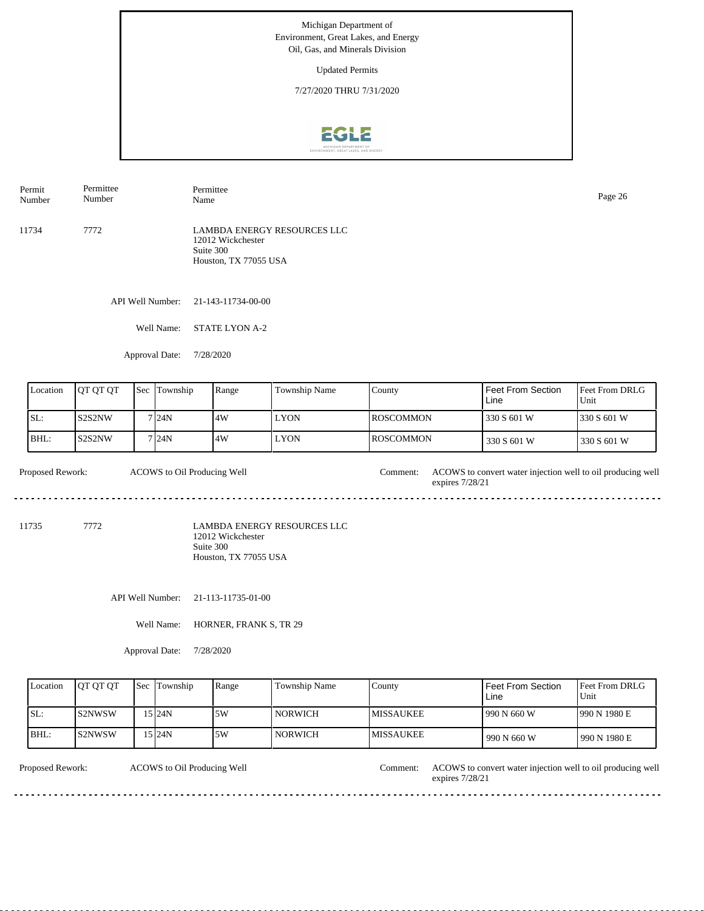Michigan Department of Environment, Great Lakes, and Energy
Oil, Gas, and Minerals Division

Updated Permits

7/27/2020 THRU 7/31/2020

| Permit Number | Permittee Number | Permittee Name |
|---|---|---|
| 11734 | 7772 | LAMBDA ENERGY RESOURCES LLC<br>12012 Wickchester<br>Suite 300<br>Houston, TX 77055 USA |

API Well Number: 21-143-11734-00-00

Well Name: STATE LYON A-2

Approval Date: 7/28/2020

| Location | QT QT QT | Sec | Township | Range | Township Name | County | Feet From Section Line | Feet From DRLG Unit |
|---|---|---|---|---|---|---|---|---|
| SL: | S2S2NW | 7 | 24N | 4W | LYON | ROSCOMMON | 330 S 601 W | 330 S 601 W |
| BHL: | S2S2NW | 7 | 24N | 4W | LYON | ROSCOMMON | 330 S 601 W | 330 S 601 W |

Proposed Rework: ACOWS to Oil Producing Well

Comment: ACOWS to convert water injection well to oil producing well expires 7/28/21

---

| Permit Number | Permittee Number | Permittee Name |
|---|---|---|
| 11735 | 7772 | LAMBDA ENERGY RESOURCES LLC<br>12012 Wickchester<br>Suite 300<br>Houston, TX 77055 USA |

API Well Number: 21-113-11735-01-00

Well Name: HORNER, FRANK S, TR 29

Approval Date: 7/28/2020

| Location | QT QT QT | Sec | Township | Range | Township Name | County | Feet From Section Line | Feet From DRLG Unit |
|---|---|---|---|---|---|---|---|---|
| SL: | S2NWSW | 15 | 24N | 5W | NORWICH | MISSAUKEE | 990 N 660 W | 990 N 1980 E |
| BHL: | S2NWSW | 15 | 24N | 5W | NORWICH | MISSAUKEE | 990 N 660 W | 990 N 1980 E |

Proposed Rework: ACOWS to Oil Producing Well

Comment: ACOWS to convert water injection well to oil producing well expires 7/28/21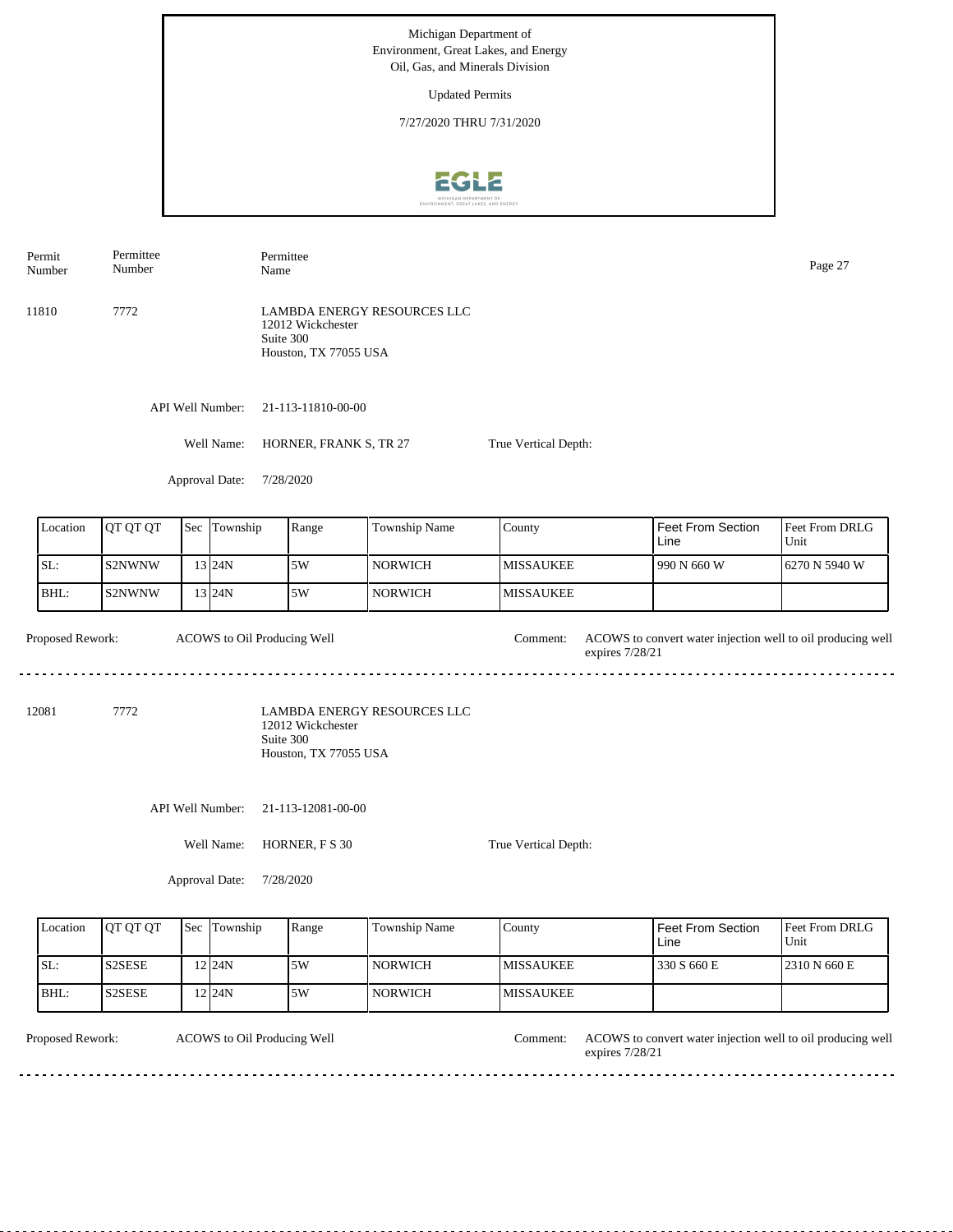Michigan Department of Environment, Great Lakes, and Energy
Oil, Gas, and Minerals Division

Updated Permits

7/27/2020 THRU 7/31/2020

| Permit Number | Permittee Number | Permittee Name |
|---|---|---|
| 11810 | 7772 | LAMBDA ENERGY RESOURCES LLC<br>12012 Wickchester<br>Suite 300<br>Houston, TX 77055 USA |

API Well Number: 21-113-11810-00-00

Well Name: HORNER, FRANK S, TR 27

True Vertical Depth:

Approval Date: 7/28/2020

| Location | QT QT QT | Sec | Township | Range | Township Name | County | Feet From Section Line | Feet From DRLG Unit |
|---|---|---|---|---|---|---|---|---|
| SL: | S2NWNW | 13 | 24N | 5W | NORWICH | MISSAUKEE | 990 N 660 W | 6270 N 5940 W |
| BHL: | S2NWNW | 13 | 24N | 5W | NORWICH | MISSAUKEE | | |

Proposed Rework: ACOWS to Oil Producing Well

Comment: ACOWS to convert water injection well to oil producing well expires 7/28/21

---

| Permit Number | Permittee Number | Permittee Name |
|---|---|---|
| 12081 | 7772 | LAMBDA ENERGY RESOURCES LLC<br>12012 Wickchester<br>Suite 300<br>Houston, TX 77055 USA |

API Well Number: 21-113-12081-00-00

Well Name: HORNER, F S 30

True Vertical Depth:

Approval Date: 7/28/2020

| Location | QT QT QT | Sec | Township | Range | Township Name | County | Feet From Section Line | Feet From DRLG Unit |
|---|---|---|---|---|---|---|---|---|
| SL: | S2SESE | 12 | 24N | 5W | NORWICH | MISSAUKEE | 330 S 660 E | 2310 N 660 E |
| BHL: | S2SESE | 12 | 24N | 5W | NORWICH | MISSAUKEE | | |

Proposed Rework: ACOWS to Oil Producing Well

Comment: ACOWS to convert water injection well to oil producing well expires 7/28/21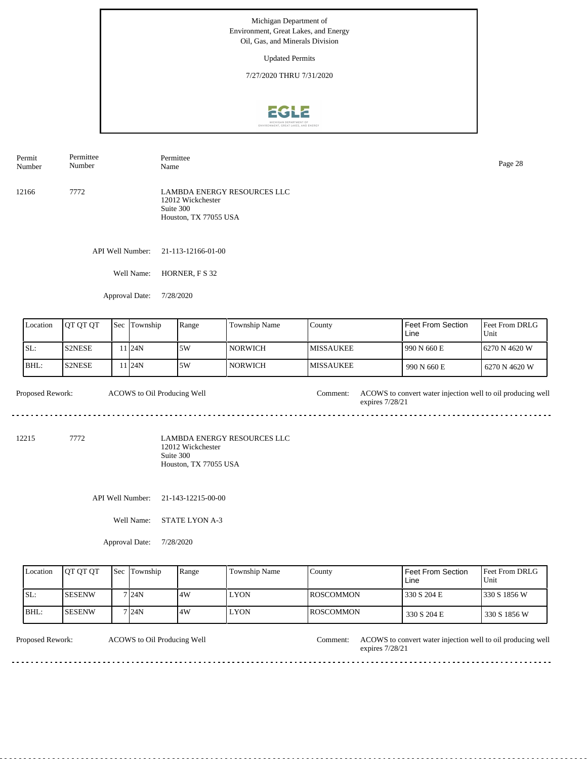Michigan Department of
Environment, Great Lakes, and Energy
Oil, Gas, and Minerals Division

Updated Permits

7/27/2020 THRU 7/31/2020

| Permit Number | Permittee Number | Permittee Name |
|---|---|---|
| 12166 | 7772 | LAMBDA ENERGY RESOURCES LLC<br>12012 Wickchester<br>Suite 300<br>Houston, TX 77055 USA |

API Well Number: 21-113-12166-01-00

Well Name: HORNER, F S 32

Approval Date: 7/28/2020

| Location | QT QT QT | Sec | Township | Range | Township Name | County | Feet From Section Line | Feet From DRLG Unit |
|---|---|---|---|---|---|---|---|---|
| SL: | S2NESE | 11 | 24N | 5W | NORWICH | MISSAUKEE | 990 N 660 E | 6270 N 4620 W |
| BHL: | S2NESE | 11 | 24N | 5W | NORWICH | MISSAUKEE | 990 N 660 E | 6270 N 4620 W |

Proposed Rework: ACOWS to Oil Producing Well

Comment: ACOWS to convert water injection well to oil producing well expires 7/28/21

---

| Permit Number | Permittee Number | Permittee Name |
|---|---|---|
| 12215 | 7772 | LAMBDA ENERGY RESOURCES LLC<br>12012 Wickchester<br>Suite 300<br>Houston, TX 77055 USA |

API Well Number: 21-143-12215-00-00

Well Name: STATE LYON A-3

Approval Date: 7/28/2020

| Location | QT QT QT | Sec | Township | Range | Township Name | County | Feet From Section Line | Feet From DRLG Unit |
|---|---|---|---|---|---|---|---|---|
| SL: | SESENW | 7 | 24N | 4W | LYON | ROSCOMMON | 330 S 204 E | 330 S 1856 W |
| BHL: | SESENW | 7 | 24N | 4W | LYON | ROSCOMMON | 330 S 204 E | 330 S 1856 W |

Proposed Rework: ACOWS to Oil Producing Well

Comment: ACOWS to convert water injection well to oil producing well expires 7/28/21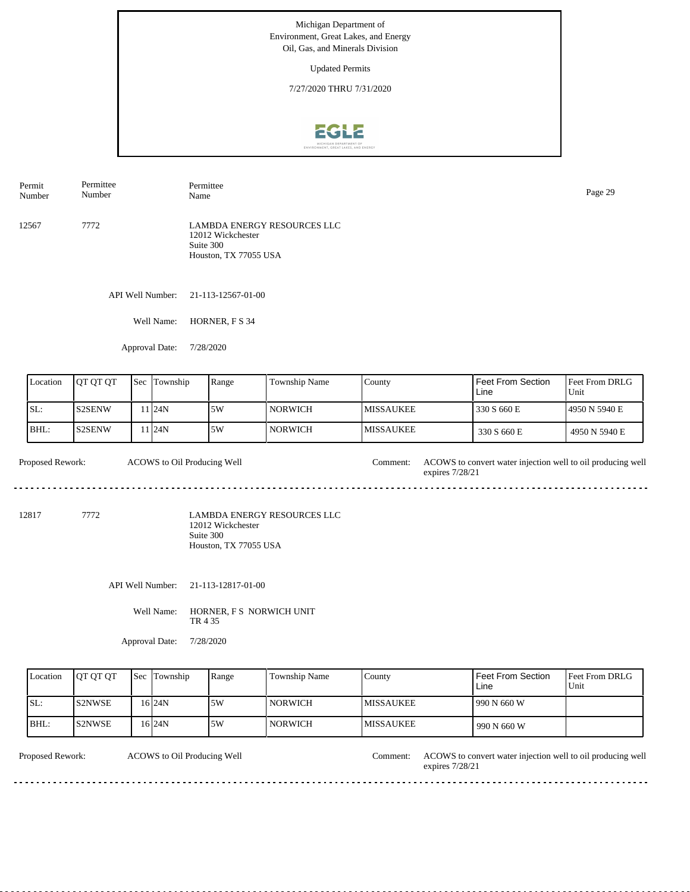Michigan Department of
Environment, Great Lakes, and Energy
Oil, Gas, and Minerals Division

Updated Permits

7/27/2020 THRU 7/31/2020

| Permit Number | Permittee Number | Permittee Name |
|---|---|---|
| 12567 | 7772 | LAMBDA ENERGY RESOURCES LLC<br>12012 Wickchester<br>Suite 300<br>Houston, TX 77055 USA |

API Well Number: 21-113-12567-01-00

Well Name: HORNER, F S 34

Approval Date: 7/28/2020

| Location | QT QT QT | Sec | Township | Range | Township Name | County | Feet From Section Line | Feet From DRLG Unit |
|---|---|---|---|---|---|---|---|---|
| SL: | S2SENW | 11 | 24N | 5W | NORWICH | MISSAUKEE | 330 S 660 E | 4950 N 5940 E |
| BHL: | S2SENW | 11 | 24N | 5W | NORWICH | MISSAUKEE | 330 S 660 E | 4950 N 5940 E |

Proposed Rework: ACOWS to Oil Producing Well

Comment: ACOWS to convert water injection well to oil producing well expires 7/28/21

---

| Permit Number | Permittee Number | Permittee Name |
|---|---|---|
| 12817 | 7772 | LAMBDA ENERGY RESOURCES LLC<br>12012 Wickchester<br>Suite 300<br>Houston, TX 77055 USA |

API Well Number: 21-113-12817-01-00

Well Name: HORNER, F S NORWICH UNIT TR 4 35

Approval Date: 7/28/2020

| Location | QT QT QT | Sec | Township | Range | Township Name | County | Feet From Section Line | Feet From DRLG Unit |
|---|---|---|---|---|---|---|---|---|
| SL: | S2NWSE | 16 | 24N | 5W | NORWICH | MISSAUKEE | 990 N 660 W | |
| BHL: | S2NWSE | 16 | 24N | 5W | NORWICH | MISSAUKEE | 990 N 660 W | |

Proposed Rework: ACOWS to Oil Producing Well

Comment: ACOWS to convert water injection well to oil producing well expires 7/28/21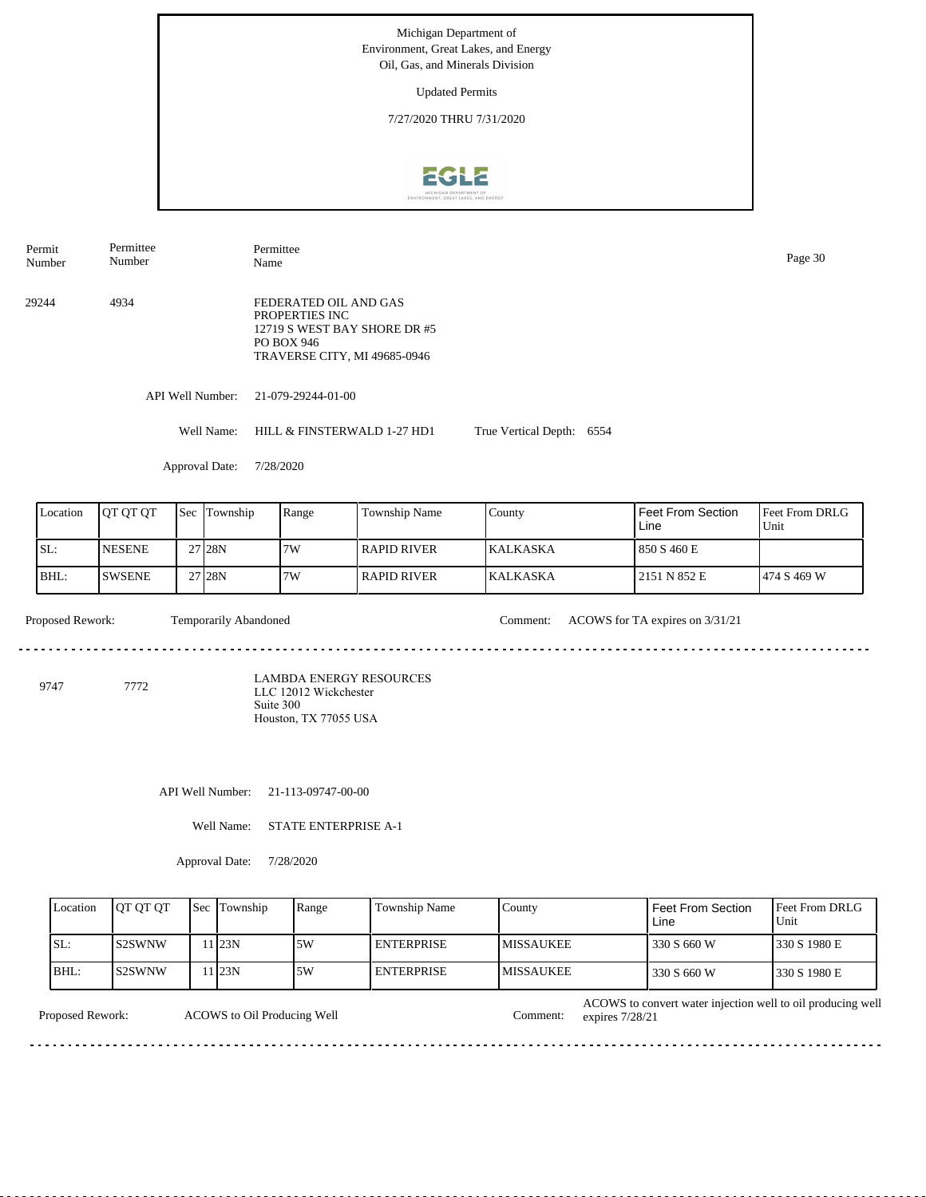Michigan Department of
Environment, Great Lakes, and Energy
Oil, Gas, and Minerals Division

Updated Permits

7/27/2020 THRU 7/31/2020

| Permit Number | Permittee Number | Permittee Name |
|---|---|---|
| 29244 | 4934 | FEDERATED OIL AND GAS PROPERTIES INC<br>12719 S WEST BAY SHORE DR #5<br>PO BOX 946<br>TRAVERSE CITY, MI 49685-0946 |

API Well Number: 21-079-29244-01-00

Well Name: HILL & FINSTERWALD 1-27 HD1 True Vertical Depth: 6554

Approval Date: 7/28/2020

| Location | QT QT QT | Sec | Township | Range | Township Name | County | Feet From Section Line | Feet From DRLG Unit |
|---|---|---|---|---|---|---|---|---|
| SL: | NESENE | 27 | 28N | 7W | RAPID RIVER | KALKASKA | 850 S 460 E | |
| BHL: | SWSENE | 27 | 28N | 7W | RAPID RIVER | KALKASKA | 2151 N 852 E | 474 S 469 W |

Proposed Rework: Temporarily Abandoned Comment: ACOWS for TA expires on 3/31/21

---

| Permit Number | Permittee Number | Permittee Name |
|---|---|---|
| 9747 | 7772 | LAMBDA ENERGY RESOURCES LLC 12012 Wickchester<br>Suite 300<br>Houston, TX 77055 USA |

API Well Number: 21-113-09747-00-00

Well Name: STATE ENTERPRISE A-1

Approval Date: 7/28/2020

| Location | QT QT QT | Sec | Township | Range | Township Name | County | Feet From Section Line | Feet From DRLG Unit |
|---|---|---|---|---|---|---|---|---|
| SL: | S2SWNW | 11 | 23N | 5W | ENTERPRISE | MISSAUKEE | 330 S 660 W | 330 S 1980 E |
| BHL: | S2SWNW | 11 | 23N | 5W | ENTERPRISE | MISSAUKEE | 330 S 660 W | 330 S 1980 E |

Proposed Rework: ACOWS to Oil Producing Well Comment: ACOWS to convert water injection well to oil producing well expires 7/28/21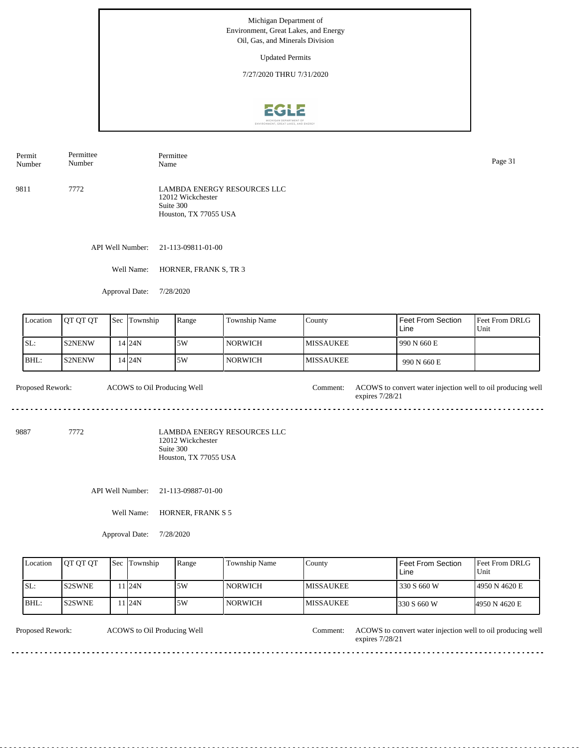Michigan Department of Environment, Great Lakes, and Energy
Oil, Gas, and Minerals Division

Updated Permits

7/27/2020 THRU 7/31/2020

| Permit Number | Permittee Number | Permittee Name |
|---|---|---|
| 9811 | 7772 | LAMBDA ENERGY RESOURCES LLC<br>12012 Wickchester<br>Suite 300<br>Houston, TX 77055 USA |

API Well Number: 21-113-09811-01-00

Well Name: HORNER, FRANK S, TR 3

Approval Date: 7/28/2020

| Location | QT QT QT | Sec | Township | Range | Township Name | County | Feet From Section Line | Feet From DRLG Unit |
|---|---|---|---|---|---|---|---|---|
| SL: | S2NENW | 14 | 24N | 5W | NORWICH | MISSAUKEE | 990 N 660 E | |
| BHL: | S2NENW | 14 | 24N | 5W | NORWICH | MISSAUKEE | 990 N 660 E | |

Proposed Rework: ACOWS to Oil Producing Well

Comment: ACOWS to convert water injection well to oil producing well expires 7/28/21

---

| Permit Number | Permittee Number | Permittee Name |
|---|---|---|
| 9887 | 7772 | LAMBDA ENERGY RESOURCES LLC<br>12012 Wickchester<br>Suite 300<br>Houston, TX 77055 USA |

API Well Number: 21-113-09887-01-00

Well Name: HORNER, FRANK S 5

Approval Date: 7/28/2020

| Location | QT QT QT | Sec | Township | Range | Township Name | County | Feet From Section Line | Feet From DRLG Unit |
|---|---|---|---|---|---|---|---|---|
| SL: | S2SWNE | 11 | 24N | 5W | NORWICH | MISSAUKEE | 330 S 660 W | 4950 N 4620 E |
| BHL: | S2SWNE | 11 | 24N | 5W | NORWICH | MISSAUKEE | 330 S 660 W | 4950 N 4620 E |

Proposed Rework: ACOWS to Oil Producing Well

Comment: ACOWS to convert water injection well to oil producing well expires 7/28/21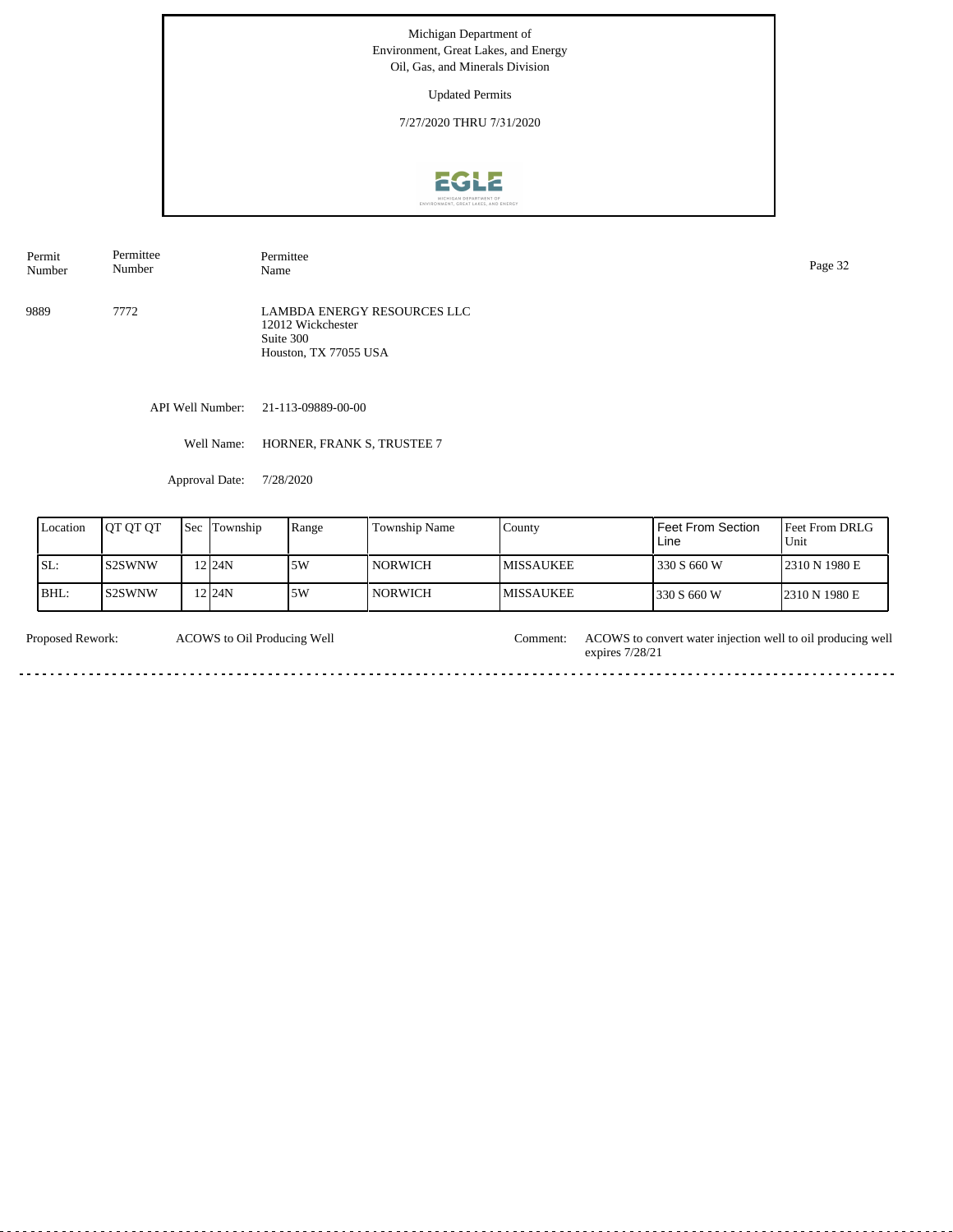Michigan Department of
Environment, Great Lakes, and Energy
Oil, Gas, and Minerals Division

Updated Permits

7/27/2020 THRU 7/31/2020

| Permit Number | Permittee Number | Permittee Name |
|---|---|---|
| 9889 | 7772 | LAMBDA ENERGY RESOURCES LLC<br>12012 Wickchester<br>Suite 300<br>Houston, TX 77055 USA |

API Well Number: 21-113-09889-00-00

Well Name: HORNER, FRANK S, TRUSTEE 7

Approval Date: 7/28/2020

| Location | QT QT QT | Sec | Township | Range | Township Name | County | Feet From Section Line | Feet From DRLG Unit |
|---|---|---|---|---|---|---|---|---|
| SL: | S2SWNW | 12 | 24N | 5W | NORWICH | MISSAUKEE | 330 S 660 W | 2310 N 1980 E |
| BHL: | S2SWNW | 12 | 24N | 5W | NORWICH | MISSAUKEE | 330 S 660 W | 2310 N 1980 E |

Proposed Rework: ACOWS to Oil Producing Well

Comment: ACOWS to convert water injection well to oil producing well expires 7/28/21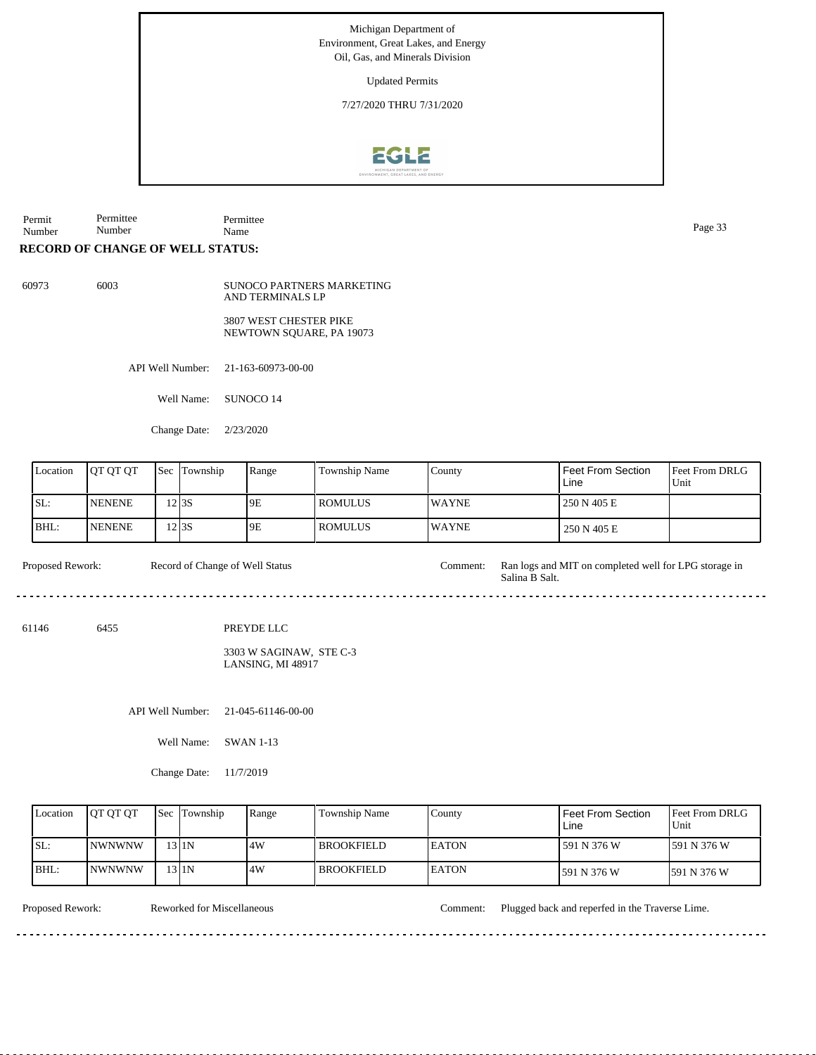Michigan Department of
Environment, Great Lakes, and Energy
Oil, Gas, and Minerals Division

Updated Permits

7/27/2020 THRU 7/31/2020

| Permit Number | Permittee Number | Permittee Name |
|---|---|---|

**RECORD OF CHANGE OF WELL STATUS:**

60973 6003

SUNOCO PARTNERS MARKETING AND TERMINALS LP

3807 WEST CHESTER PIKE
NEWTOWN SQUARE, PA 19073

API Well Number: 21-163-60973-00-00

Well Name: SUNOCO 14

Change Date: 2/23/2020

| Location | QT QT QT | Sec | Township | Range | Township Name | County | Feet From Section Line | Feet From DRLG Unit |
|---|---|---|---|---|---|---|---|---|
| SL: | NENENE | 12 | 3S | 9E | ROMULUS | WAYNE | 250 N 405 E | |
| BHL: | NENENE | 12 | 3S | 9E | ROMULUS | WAYNE | 250 N 405 E | |

Proposed Rework: Record of Change of Well Status

Comment: Ran logs and MIT on completed well for LPG storage in Salina B Salt.

---

61146 6455

PREYDE LLC

3303 W SAGINAW, STE C-3
LANSING, MI 48917

API Well Number: 21-045-61146-00-00

Well Name: SWAN 1-13

Change Date: 11/7/2019

| Location | QT QT QT | Sec | Township | Range | Township Name | County | Feet From Section Line | Feet From DRLG Unit |
|---|---|---|---|---|---|---|---|---|
| SL: | NWNWNW | 13 | 1N | 4W | BROOKFIELD | EATON | 591 N 376 W | 591 N 376 W |
| BHL: | NWNWNW | 13 | 1N | 4W | BROOKFIELD | EATON | 591 N 376 W | 591 N 376 W |

Proposed Rework: Reworked for Miscellaneous

Comment: Plugged back and reperfed in the Traverse Lime.